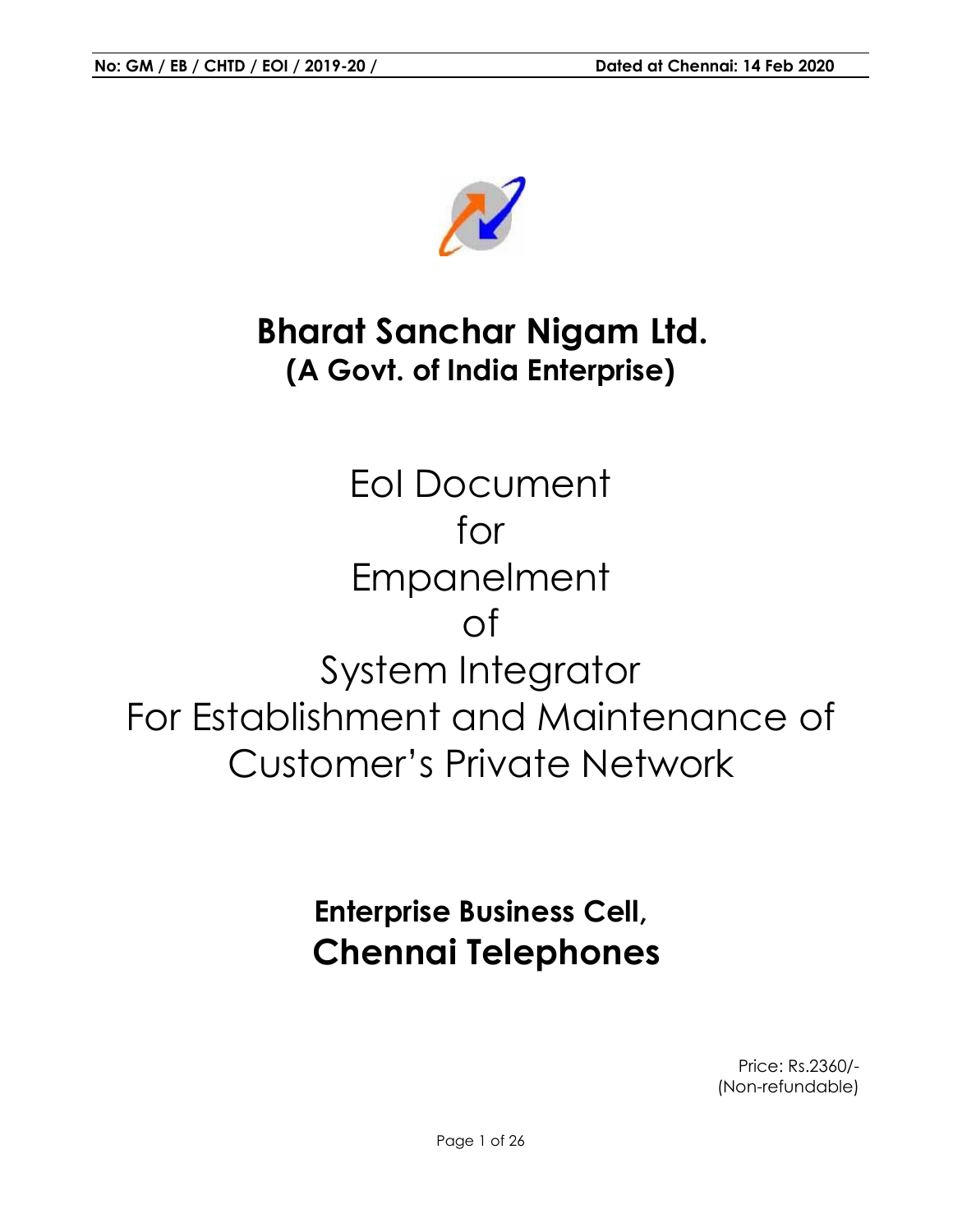**No: GM / EB / CHTD / EOI / 2019-20 /** **Dated at Chennai: 14 Feb 2020**

# Bharat Sanchar Nigam Ltd.
## (A Govt. of India Enterprise)

# EoI Document for Empanelment of System Integrator For Establishment and Maintenance of Customer's Private Network

## Enterprise Business Cell,
## Chennai Telephones

Price: Rs.2360/-
(Non-refundable)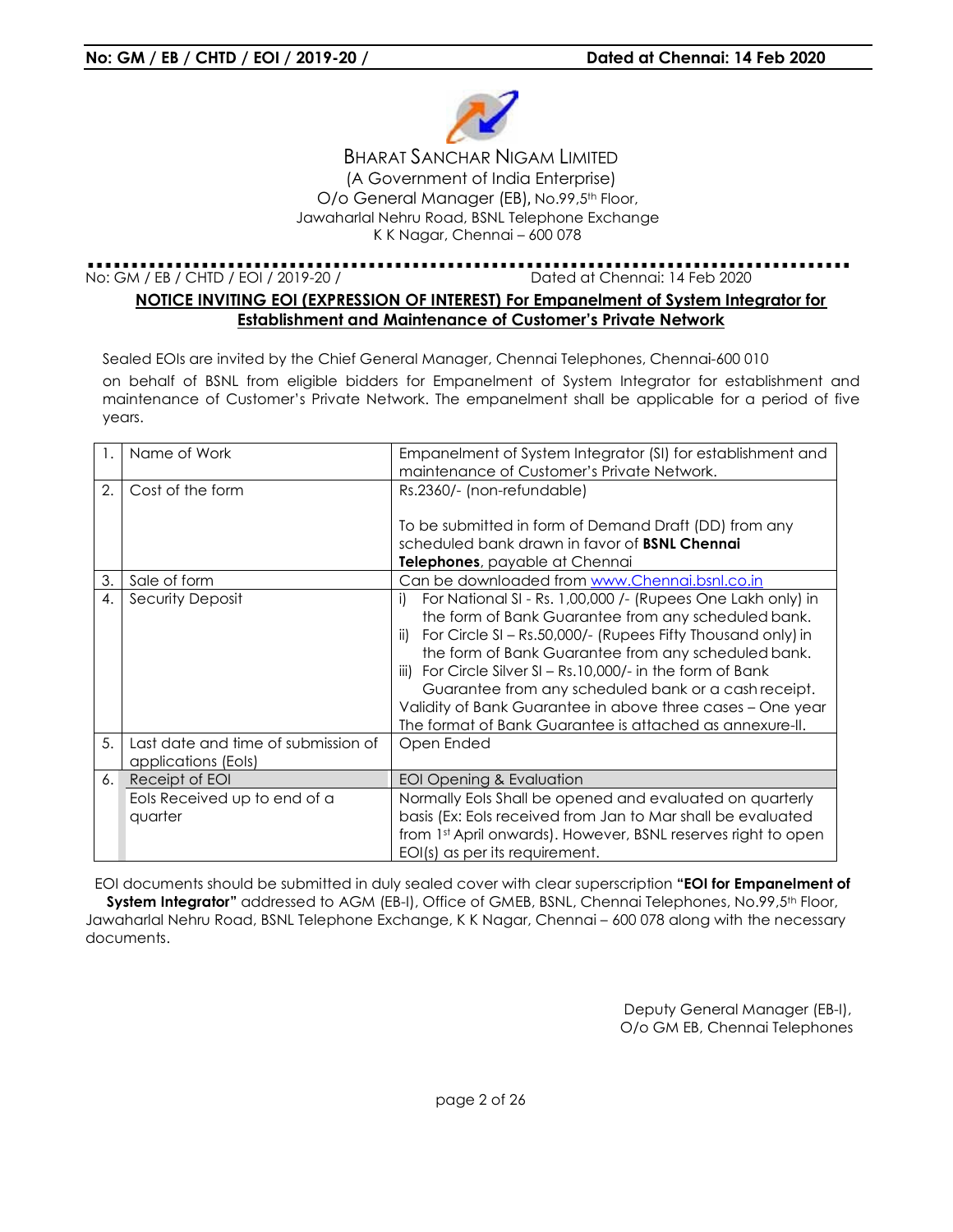BHARAT SANCHAR NIGAM LIMITED
(A Government of India Enterprise)
O/o General Manager (EB), No.99,5th Floor,
Jawaharlal Nehru Road, BSNL Telephone Exchange
K K Nagar, Chennai – 600 078

No: GM / EB / CHTD / EOI / 2019-20 / Dated at Chennai: 14 Feb 2020

**NOTICE INVITING EOI (EXPRESSION OF INTEREST) For Empanelment of System Integrator for Establishment and Maintenance of Customer's Private Network**

Sealed EOIs are invited by the Chief General Manager, Chennai Telephones, Chennai-600 010 on behalf of BSNL from eligible bidders for Empanelment of System Integrator for establishment and maintenance of Customer's Private Network. The empanelment shall be applicable for a period of five years.

| | | |
|---|---|---|
| 1. | Name of Work | Empanelment of System Integrator (SI) for establishment and maintenance of Customer's Private Network. |
| 2. | Cost of the form | Rs.2360/- (non-refundable)<br><br>To be submitted in form of Demand Draft (DD) from any scheduled bank drawn in favor of **BSNL Chennai Telephones**, payable at Chennai |
| 3. | Sale of form | Can be downloaded from www.Chennai.bsnl.co.in |
| 4. | Security Deposit | i) For National SI - Rs. 1,00,000 /- (Rupees One Lakh only) in the form of Bank Guarantee from any scheduled bank.<br>ii) For Circle SI – Rs.50,000/- (Rupees Fifty Thousand only) in the form of Bank Guarantee from any scheduled bank.<br>iii) For Circle Silver SI – Rs.10,000/- in the form of Bank Guarantee from any scheduled bank or a cash receipt.<br>Validity of Bank Guarantee in above three cases – One year<br>The format of Bank Guarantee is attached as annexure-II. |
| 5. | Last date and time of submission of applications (EoIs) | Open Ended |
| 6. | Receipt of EOI | EOI Opening & Evaluation |
| | EoIs Received up to end of a quarter | Normally EoIs Shall be opened and evaluated on quarterly basis (Ex: EoIs received from Jan to Mar shall be evaluated from 1st April onwards). However, BSNL reserves right to open EOI(s) as per its requirement. |

EOI documents should be submitted in duly sealed cover with clear superscription **"EOI for Empanelment of System Integrator"** addressed to AGM (EB-I), Office of GMEB, BSNL, Chennai Telephones, No.99,5th Floor, Jawaharlal Nehru Road, BSNL Telephone Exchange, K K Nagar, Chennai – 600 078 along with the necessary documents.

Deputy General Manager (EB-I),
O/o GM EB, Chennai Telephones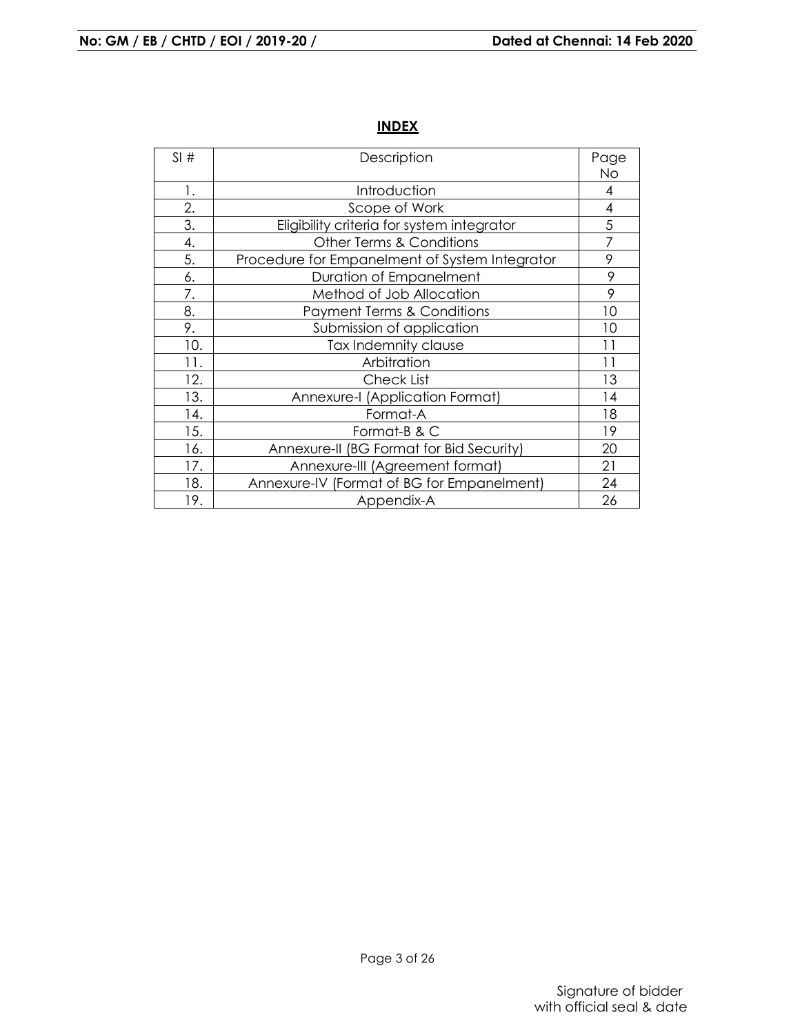## INDEX

| Sl # | Description | Page No |
|---|---|---|
| 1. | Introduction | 4 |
| 2. | Scope of Work | 4 |
| 3. | Eligibility criteria for system integrator | 5 |
| 4. | Other Terms & Conditions | 7 |
| 5. | Procedure for Empanelment of System Integrator | 9 |
| 6. | Duration of Empanelment | 9 |
| 7. | Method of Job Allocation | 9 |
| 8. | Payment Terms & Conditions | 10 |
| 9. | Submission of application | 10 |
| 10. | Tax Indemnity clause | 11 |
| 11. | Arbitration | 11 |
| 12. | Check List | 13 |
| 13. | Annexure-I (Application Format) | 14 |
| 14. | Format-A | 18 |
| 15. | Format-B & C | 19 |
| 16. | Annexure-II (BG Format for Bid Security) | 20 |
| 17. | Annexure-III (Agreement format) | 21 |
| 18. | Annexure-IV (Format of BG for Empanelment) | 24 |
| 19. | Appendix-A | 26 |

Signature of bidder
with official seal & date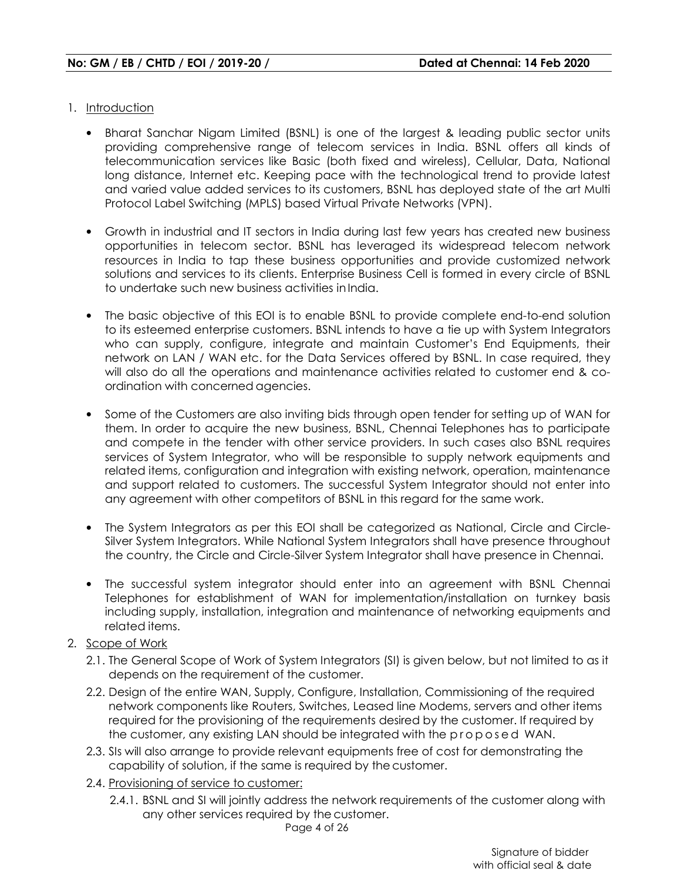**No: GM / EB / CHTD / EOI / 2019-20 / Dated at Chennai: 14 Feb 2020**

1. Introduction

   - Bharat Sanchar Nigam Limited (BSNL) is one of the largest & leading public sector units providing comprehensive range of telecom services in India. BSNL offers all kinds of telecommunication services like Basic (both fixed and wireless), Cellular, Data, National long distance, Internet etc. Keeping pace with the technological trend to provide latest and varied value added services to its customers, BSNL has deployed state of the art Multi Protocol Label Switching (MPLS) based Virtual Private Networks (VPN).

   - Growth in industrial and IT sectors in India during last few years has created new business opportunities in telecom sector. BSNL has leveraged its widespread telecom network resources in India to tap these business opportunities and provide customized network solutions and services to its clients. Enterprise Business Cell is formed in every circle of BSNL to undertake such new business activities in India.

   - The basic objective of this EOI is to enable BSNL to provide complete end-to-end solution to its esteemed enterprise customers. BSNL intends to have a tie up with System Integrators who can supply, configure, integrate and maintain Customer's End Equipments, their network on LAN / WAN etc. for the Data Services offered by BSNL. In case required, they will also do all the operations and maintenance activities related to customer end & co-ordination with concerned agencies.

   - Some of the Customers are also inviting bids through open tender for setting up of WAN for them. In order to acquire the new business, BSNL, Chennai Telephones has to participate and compete in the tender with other service providers. In such cases also BSNL requires services of System Integrator, who will be responsible to supply network equipments and related items, configuration and integration with existing network, operation, maintenance and support related to customers. The successful System Integrator should not enter into any agreement with other competitors of BSNL in this regard for the same work.

   - The System Integrators as per this EOI shall be categorized as National, Circle and Circle-Silver System Integrators. While National System Integrators shall have presence throughout the country, the Circle and Circle-Silver System Integrator shall have presence in Chennai.

   - The successful system integrator should enter into an agreement with BSNL Chennai Telephones for establishment of WAN for implementation/installation on turnkey basis including supply, installation, integration and maintenance of networking equipments and related items.

2. Scope of Work

   2.1. The General Scope of Work of System Integrators (SI) is given below, but not limited to as it depends on the requirement of the customer.

   2.2. Design of the entire WAN, Supply, Configure, Installation, Commissioning of the required network components like Routers, Switches, Leased line Modems, servers and other items required for the provisioning of the requirements desired by the customer. If required by the customer, any existing LAN should be integrated with the proposed WAN.

   2.3. SIs will also arrange to provide relevant equipments free of cost for demonstrating the capability of solution, if the same is required by the customer.

   2.4. Provisioning of service to customer:

   2.4.1. BSNL and SI will jointly address the network requirements of the customer along with any other services required by the customer.

Signature of bidder
with official seal & date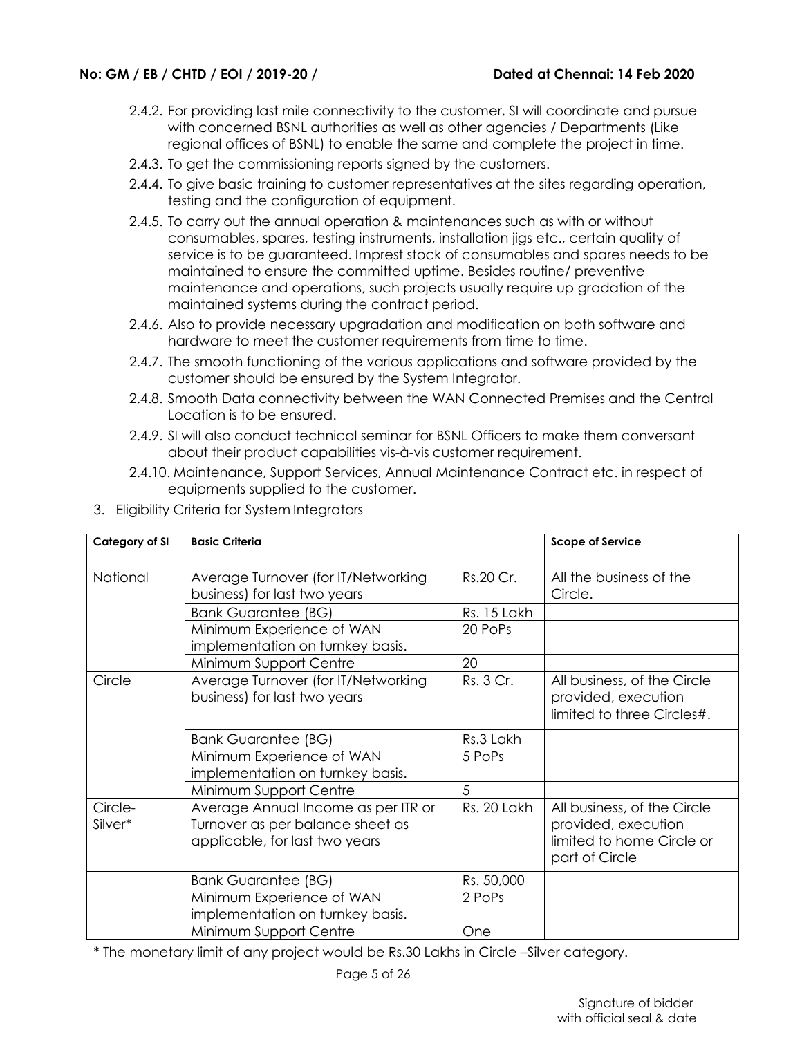2.4.2. For providing last mile connectivity to the customer, SI will coordinate and pursue with concerned BSNL authorities as well as other agencies / Departments (Like regional offices of BSNL) to enable the same and complete the project in time.

2.4.3. To get the commissioning reports signed by the customers.

2.4.4. To give basic training to customer representatives at the sites regarding operation, testing and the configuration of equipment.

2.4.5. To carry out the annual operation & maintenances such as with or without consumables, spares, testing instruments, installation jigs etc., certain quality of service is to be guaranteed. Imprest stock of consumables and spares needs to be maintained to ensure the committed uptime. Besides routine/ preventive maintenance and operations, such projects usually require up gradation of the maintained systems during the contract period.

2.4.6. Also to provide necessary upgradation and modification on both software and hardware to meet the customer requirements from time to time.

2.4.7. The smooth functioning of the various applications and software provided by the customer should be ensured by the System Integrator.

2.4.8. Smooth Data connectivity between the WAN Connected Premises and the Central Location is to be ensured.

2.4.9. SI will also conduct technical seminar for BSNL Officers to make them conversant about their product capabilities vis-à-vis customer requirement.

2.4.10. Maintenance, Support Services, Annual Maintenance Contract etc. in respect of equipments supplied to the customer.

3. Eligibility Criteria for System Integrators

| Category of SI | Basic Criteria | | Scope of Service |
|---|---|---|---|
| National | Average Turnover (for IT/Networking business) for last two years | Rs.20 Cr. | All the business of the Circle. |
| | Bank Guarantee (BG) | Rs. 15 Lakh | |
| | Minimum Experience of WAN implementation on turnkey basis. | 20 PoPs | |
| | Minimum Support Centre | 20 | |
| Circle | Average Turnover (for IT/Networking business) for last two years | Rs. 3 Cr. | All business, of the Circle provided, execution limited to three Circles#. |
| | Bank Guarantee (BG) | Rs.3 Lakh | |
| | Minimum Experience of WAN implementation on turnkey basis. | 5 PoPs | |
| | Minimum Support Centre | 5 | |
| Circle-Silver* | Average Annual Income as per ITR or Turnover as per balance sheet as applicable, for last two years | Rs. 20 Lakh | All business, of the Circle provided, execution limited to home Circle or part of Circle |
| | Bank Guarantee (BG) | Rs. 50,000 | |
| | Minimum Experience of WAN implementation on turnkey basis. | 2 PoPs | |
| | Minimum Support Centre | One | |

* The monetary limit of any project would be Rs.30 Lakhs in Circle –Silver category.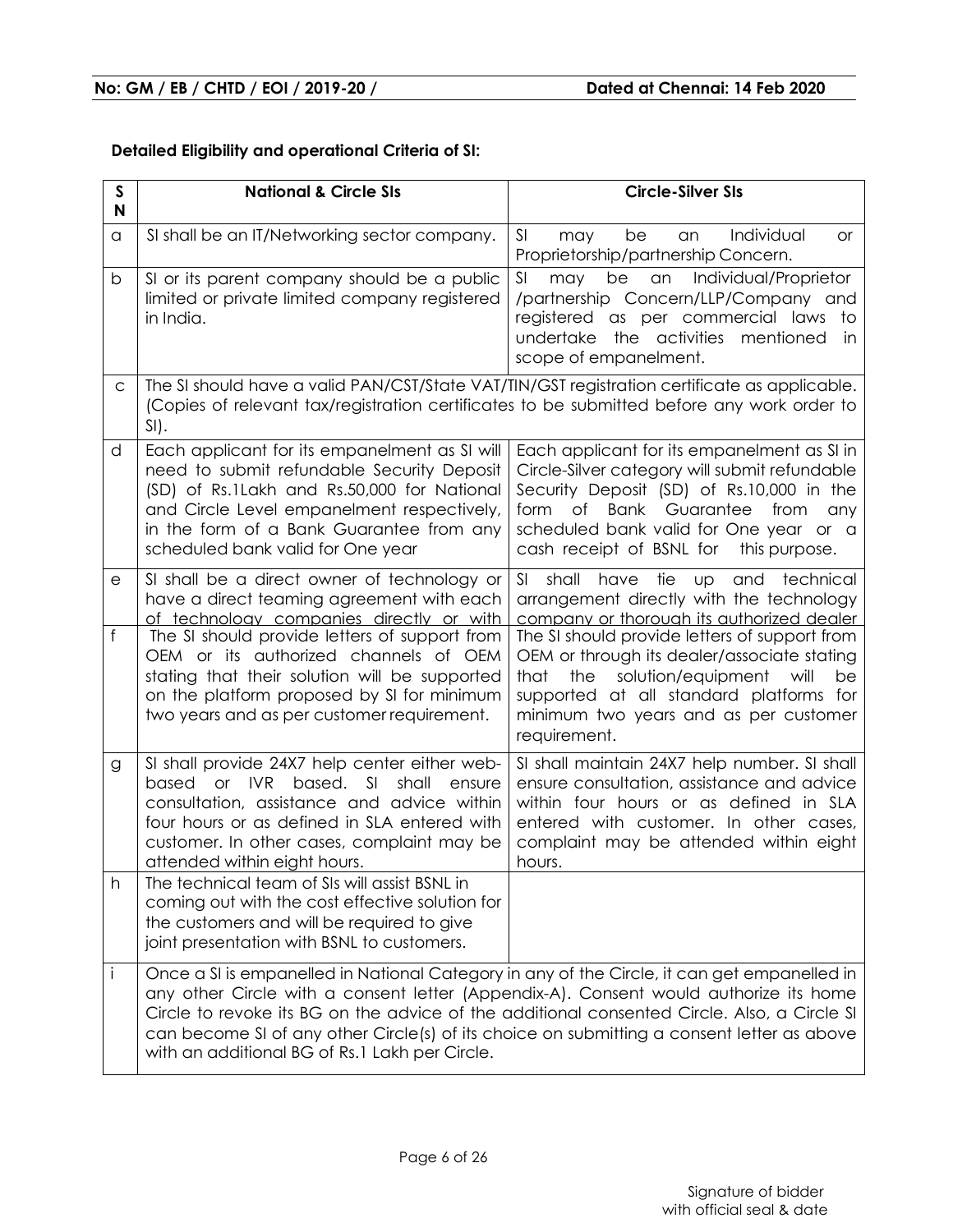**No: GM / EB / CHTD / EOI / 2019-20 /** **Dated at Chennai: 14 Feb 2020**

**Detailed Eligibility and operational Criteria of SI:**

| SN | National & Circle SIs | Circle-Silver SIs |
|---|---|---|
| a | SI shall be an IT/Networking sector company. | SI may be an Individual or Proprietorship/partnership Concern. |
| b | SI or its parent company should be a public limited or private limited company registered in India. | SI may be an Individual/Proprietor /partnership Concern/LLP/Company and registered as per commercial laws to undertake the activities mentioned in scope of empanelment. |
| c | The SI should have a valid PAN/CST/State VAT/TIN/GST registration certificate as applicable. (Copies of relevant tax/registration certificates to be submitted before any work order to SI). | |
| d | Each applicant for its empanelment as SI will need to submit refundable Security Deposit (SD) of Rs.1Lakh and Rs.50,000 for National and Circle Level empanelment respectively, in the form of a Bank Guarantee from any scheduled bank valid for One year | Each applicant for its empanelment as SI in Circle-Silver category will submit refundable Security Deposit (SD) of Rs.10,000 in the form of Bank Guarantee from any scheduled bank valid for One year or a cash receipt of BSNL for this purpose. |
| e | SI shall be a direct owner of technology or have a direct teaming agreement with each of technology companies directly or with | SI shall have tie up and technical arrangement directly with the technology company or thorough its authorized dealer |
| f | The SI should provide letters of support from OEM or its authorized channels of OEM stating that their solution will be supported on the platform proposed by SI for minimum two years and as per customer requirement. | The SI should provide letters of support from OEM or through its dealer/associate stating that the solution/equipment will be supported at all standard platforms for minimum two years and as per customer requirement. |
| g | SI shall provide 24X7 help center either web-based or IVR based. SI shall ensure consultation, assistance and advice within four hours or as defined in SLA entered with customer. In other cases, complaint may be attended within eight hours. | SI shall maintain 24X7 help number. SI shall ensure consultation, assistance and advice within four hours or as defined in SLA entered with customer. In other cases, complaint may be attended within eight hours. |
| h | The technical team of SIs will assist BSNL in coming out with the cost effective solution for the customers and will be required to give joint presentation with BSNL to customers. | |
| i | Once a SI is empanelled in National Category in any of the Circle, it can get empanelled in any other Circle with a consent letter (Appendix-A). Consent would authorize its home Circle to revoke its BG on the advice of the additional consented Circle. Also, a Circle SI can become SI of any other Circle(s) of its choice on submitting a consent letter as above with an additional BG of Rs.1 Lakh per Circle. | |

Signature of bidder
with official seal & date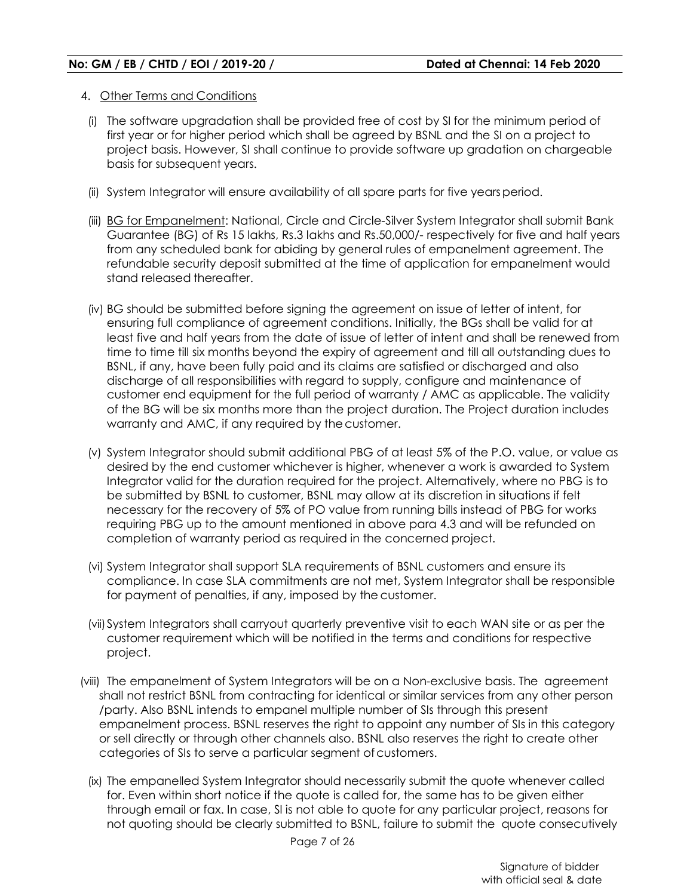4. Other Terms and Conditions

(i) The software upgradation shall be provided free of cost by SI for the minimum period of first year or for higher period which shall be agreed by BSNL and the SI on a project to project basis. However, SI shall continue to provide software up gradation on chargeable basis for subsequent years.

(ii) System Integrator will ensure availability of all spare parts for five years period.

(iii) BG for Empanelment: National, Circle and Circle-Silver System Integrator shall submit Bank Guarantee (BG) of Rs 15 lakhs, Rs.3 lakhs and Rs.50,000/- respectively for five and half years from any scheduled bank for abiding by general rules of empanelment agreement. The refundable security deposit submitted at the time of application for empanelment would stand released thereafter.

(iv) BG should be submitted before signing the agreement on issue of letter of intent, for ensuring full compliance of agreement conditions. Initially, the BGs shall be valid for at least five and half years from the date of issue of letter of intent and shall be renewed from time to time till six months beyond the expiry of agreement and till all outstanding dues to BSNL, if any, have been fully paid and its claims are satisfied or discharged and also discharge of all responsibilities with regard to supply, configure and maintenance of customer end equipment for the full period of warranty / AMC as applicable. The validity of the BG will be six months more than the project duration. The Project duration includes warranty and AMC, if any required by the customer.

(v) System Integrator should submit additional PBG of at least 5% of the P.O. value, or value as desired by the end customer whichever is higher, whenever a work is awarded to System Integrator valid for the duration required for the project. Alternatively, where no PBG is to be submitted by BSNL to customer, BSNL may allow at its discretion in situations if felt necessary for the recovery of 5% of PO value from running bills instead of PBG for works requiring PBG up to the amount mentioned in above para 4.3 and will be refunded on completion of warranty period as required in the concerned project.

(vi) System Integrator shall support SLA requirements of BSNL customers and ensure its compliance. In case SLA commitments are not met, System Integrator shall be responsible for payment of penalties, if any, imposed by the customer.

(vii) System Integrators shall carryout quarterly preventive visit to each WAN site or as per the customer requirement which will be notified in the terms and conditions for respective project.

(viii) The empanelment of System Integrators will be on a Non-exclusive basis. The agreement shall not restrict BSNL from contracting for identical or similar services from any other person /party. Also BSNL intends to empanel multiple number of SIs through this present empanelment process. BSNL reserves the right to appoint any number of SIs in this category or sell directly or through other channels also. BSNL also reserves the right to create other categories of SIs to serve a particular segment of customers.

(ix) The empanelled System Integrator should necessarily submit the quote whenever called for. Even within short notice if the quote is called for, the same has to be given either through email or fax. In case, SI is not able to quote for any particular project, reasons for not quoting should be clearly submitted to BSNL, failure to submit the quote consecutively

Signature of bidder with official seal & date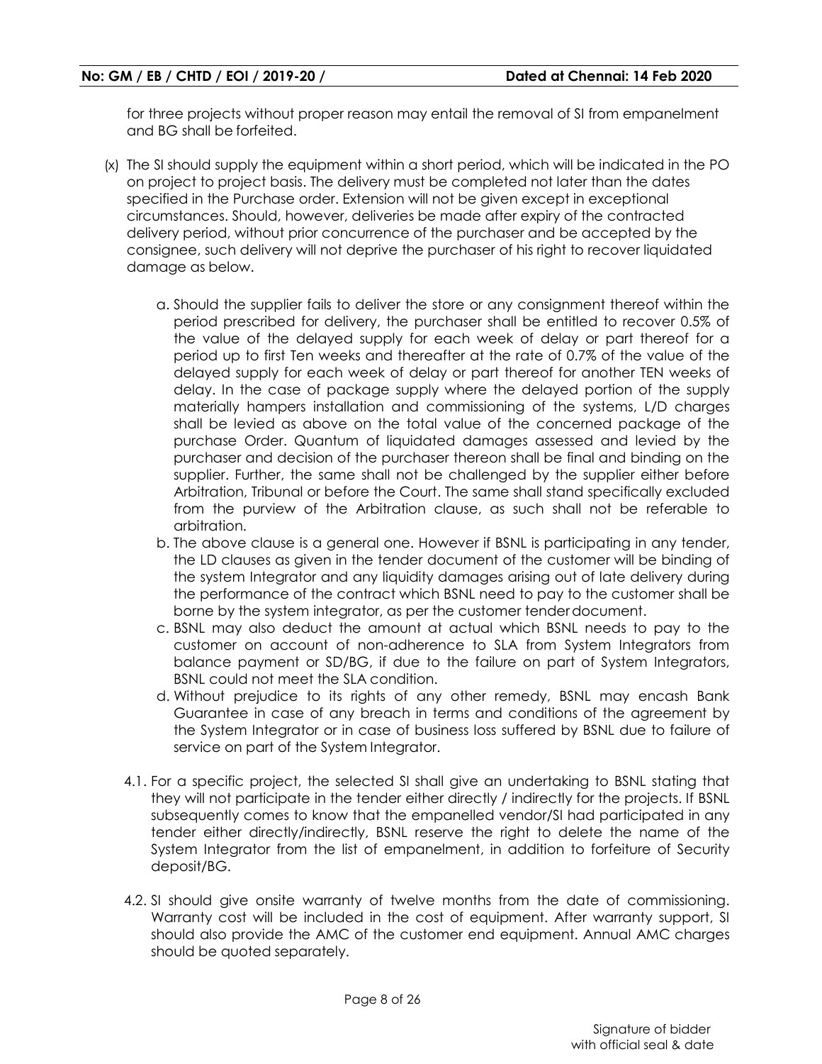for three projects without proper reason may entail the removal of SI from empanelment and BG shall be forfeited.

(x) The SI should supply the equipment within a short period, which will be indicated in the PO on project to project basis. The delivery must be completed not later than the dates specified in the Purchase order. Extension will not be given except in exceptional circumstances. Should, however, deliveries be made after expiry of the contracted delivery period, without prior concurrence of the purchaser and be accepted by the consignee, such delivery will not deprive the purchaser of his right to recover liquidated damage as below.

   a. Should the supplier fails to deliver the store or any consignment thereof within the period prescribed for delivery, the purchaser shall be entitled to recover 0.5% of the value of the delayed supply for each week of delay or part thereof for a period up to first Ten weeks and thereafter at the rate of 0.7% of the value of the delayed supply for each week of delay or part thereof for another TEN weeks of delay. In the case of package supply where the delayed portion of the supply materially hampers installation and commissioning of the systems, L/D charges shall be levied as above on the total value of the concerned package of the purchase Order. Quantum of liquidated damages assessed and levied by the purchaser and decision of the purchaser thereon shall be final and binding on the supplier. Further, the same shall not be challenged by the supplier either before Arbitration, Tribunal or before the Court. The same shall stand specifically excluded from the purview of the Arbitration clause, as such shall not be referable to arbitration.
   b. The above clause is a general one. However if BSNL is participating in any tender, the LD clauses as given in the tender document of the customer will be binding of the system Integrator and any liquidity damages arising out of late delivery during the performance of the contract which BSNL need to pay to the customer shall be borne by the system integrator, as per the customer tender document.
   c. BSNL may also deduct the amount at actual which BSNL needs to pay to the customer on account of non-adherence to SLA from System Integrators from balance payment or SD/BG, if due to the failure on part of System Integrators, BSNL could not meet the SLA condition.
   d. Without prejudice to its rights of any other remedy, BSNL may encash Bank Guarantee in case of any breach in terms and conditions of the agreement by the System Integrator or in case of business loss suffered by BSNL due to failure of service on part of the System Integrator.

4.1. For a specific project, the selected SI shall give an undertaking to BSNL stating that they will not participate in the tender either directly / indirectly for the projects. If BSNL subsequently comes to know that the empanelled vendor/SI had participated in any tender either directly/indirectly, BSNL reserve the right to delete the name of the System Integrator from the list of empanelment, in addition to forfeiture of Security deposit/BG.

4.2. SI should give onsite warranty of twelve months from the date of commissioning. Warranty cost will be included in the cost of equipment. After warranty support, SI should also provide the AMC of the customer end equipment. Annual AMC charges should be quoted separately.

Signature of bidder
with official seal & date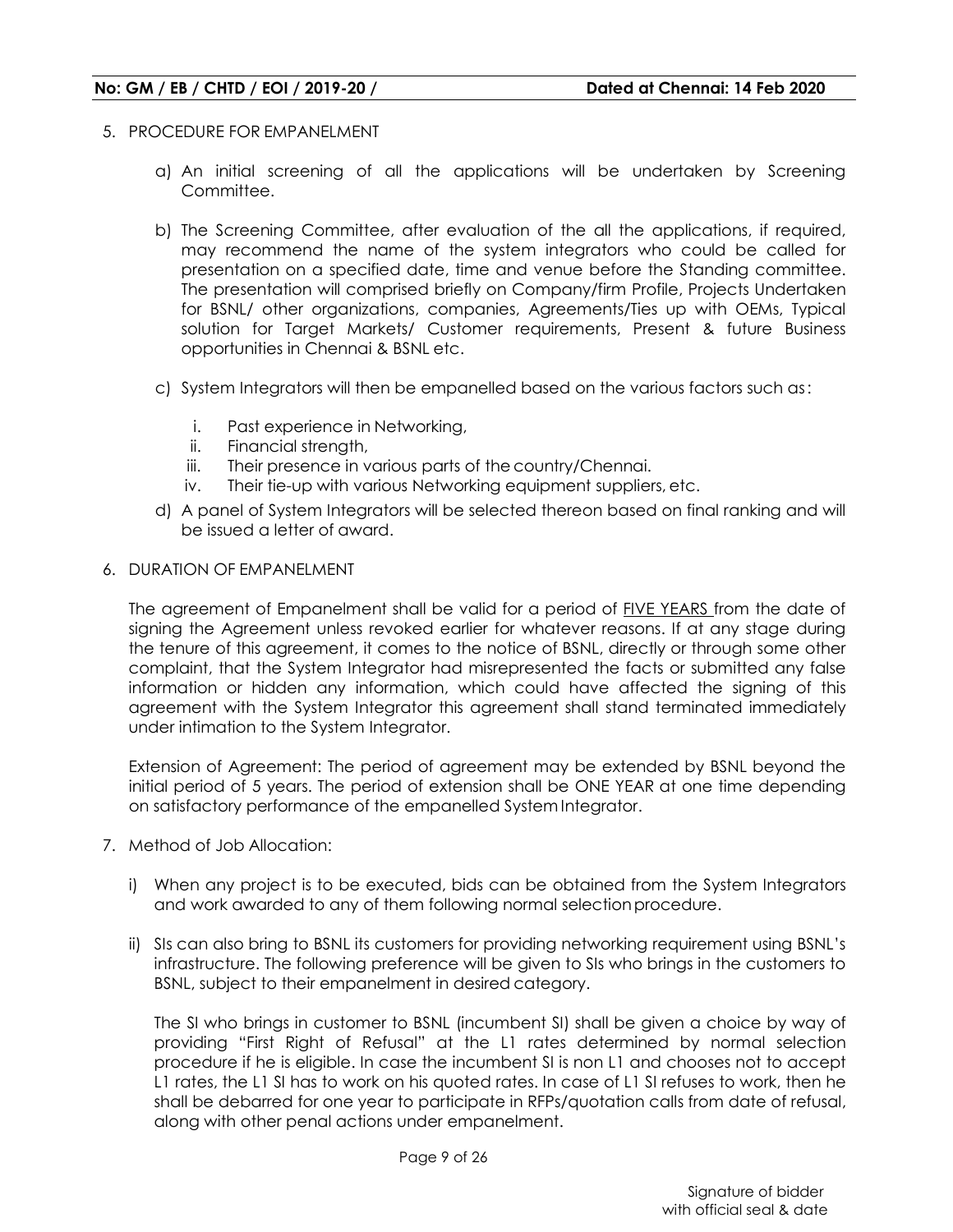5. PROCEDURE FOR EMPANELMENT

   a) An initial screening of all the applications will be undertaken by Screening Committee.

   b) The Screening Committee, after evaluation of the all the applications, if required, may recommend the name of the system integrators who could be called for presentation on a specified date, time and venue before the Standing committee. The presentation will comprised briefly on Company/firm Profile, Projects Undertaken for BSNL/ other organizations, companies, Agreements/Ties up with OEMs, Typical solution for Target Markets/ Customer requirements, Present & future Business opportunities in Chennai & BSNL etc.

   c) System Integrators will then be empanelled based on the various factors such as:

      i. Past experience in Networking,
      ii. Financial strength,
      iii. Their presence in various parts of the country/Chennai.
      iv. Their tie-up with various Networking equipment suppliers, etc.

   d) A panel of System Integrators will be selected thereon based on final ranking and will be issued a letter of award.

6. DURATION OF EMPANELMENT

   The agreement of Empanelment shall be valid for a period of <u>FIVE YEARS</u> from the date of signing the Agreement unless revoked earlier for whatever reasons. If at any stage during the tenure of this agreement, it comes to the notice of BSNL, directly or through some other complaint, that the System Integrator had misrepresented the facts or submitted any false information or hidden any information, which could have affected the signing of this agreement with the System Integrator this agreement shall stand terminated immediately under intimation to the System Integrator.

   Extension of Agreement: The period of agreement may be extended by BSNL beyond the initial period of 5 years. The period of extension shall be ONE YEAR at one time depending on satisfactory performance of the empanelled System Integrator.

7. Method of Job Allocation:

   i) When any project is to be executed, bids can be obtained from the System Integrators and work awarded to any of them following normal selection procedure.

   ii) SIs can also bring to BSNL its customers for providing networking requirement using BSNL's infrastructure. The following preference will be given to SIs who brings in the customers to BSNL, subject to their empanelment in desired category.

   The SI who brings in customer to BSNL (incumbent SI) shall be given a choice by way of providing "First Right of Refusal" at the L1 rates determined by normal selection procedure if he is eligible. In case the incumbent SI is non L1 and chooses not to accept L1 rates, the L1 SI has to work on his quoted rates. In case of L1 SI refuses to work, then he shall be debarred for one year to participate in RFPs/quotation calls from date of refusal, along with other penal actions under empanelment.

Signature of bidder with official seal & date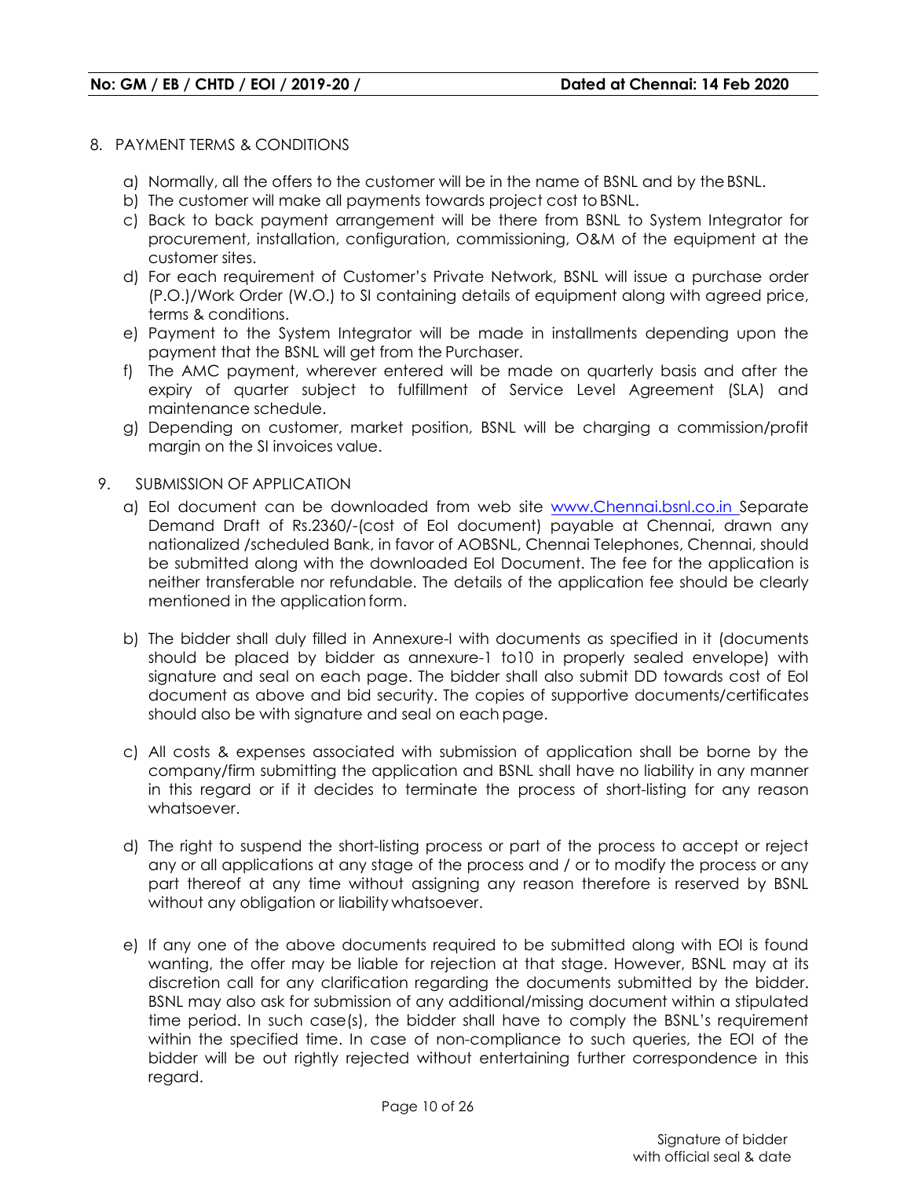8. PAYMENT TERMS & CONDITIONS

   a) Normally, all the offers to the customer will be in the name of BSNL and by the BSNL.
   b) The customer will make all payments towards project cost to BSNL.
   c) Back to back payment arrangement will be there from BSNL to System Integrator for procurement, installation, configuration, commissioning, O&M of the equipment at the customer sites.
   d) For each requirement of Customer's Private Network, BSNL will issue a purchase order (P.O.)/Work Order (W.O.) to SI containing details of equipment along with agreed price, terms & conditions.
   e) Payment to the System Integrator will be made in installments depending upon the payment that the BSNL will get from the Purchaser.
   f) The AMC payment, wherever entered will be made on quarterly basis and after the expiry of quarter subject to fulfillment of Service Level Agreement (SLA) and maintenance schedule.
   g) Depending on customer, market position, BSNL will be charging a commission/profit margin on the SI invoices value.

9. SUBMISSION OF APPLICATION

   a) EoI document can be downloaded from web site www.Chennai.bsnl.co.in Separate Demand Draft of Rs.2360/-(cost of EoI document) payable at Chennai, drawn any nationalized /scheduled Bank, in favor of AOBSNL, Chennai Telephones, Chennai, should be submitted along with the downloaded EoI Document. The fee for the application is neither transferable nor refundable. The details of the application fee should be clearly mentioned in the application form.

   b) The bidder shall duly filled in Annexure-I with documents as specified in it (documents should be placed by bidder as annexure-1 to10 in properly sealed envelope) with signature and seal on each page. The bidder shall also submit DD towards cost of EoI document as above and bid security. The copies of supportive documents/certificates should also be with signature and seal on each page.

   c) All costs & expenses associated with submission of application shall be borne by the company/firm submitting the application and BSNL shall have no liability in any manner in this regard or if it decides to terminate the process of short-listing for any reason whatsoever.

   d) The right to suspend the short-listing process or part of the process to accept or reject any or all applications at any stage of the process and / or to modify the process or any part thereof at any time without assigning any reason therefore is reserved by BSNL without any obligation or liability whatsoever.

   e) If any one of the above documents required to be submitted along with EOI is found wanting, the offer may be liable for rejection at that stage. However, BSNL may at its discretion call for any clarification regarding the documents submitted by the bidder. BSNL may also ask for submission of any additional/missing document within a stipulated time period. In such case(s), the bidder shall have to comply the BSNL's requirement within the specified time. In case of non-compliance to such queries, the EOI of the bidder will be out rightly rejected without entertaining further correspondence in this regard.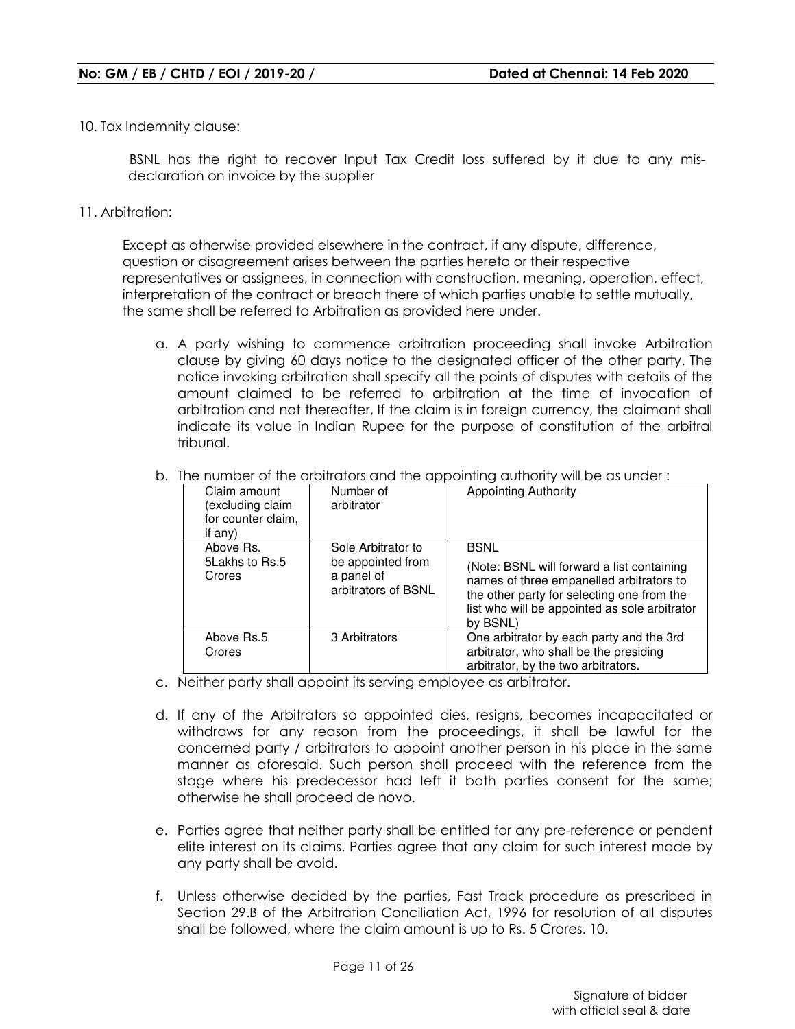10. Tax Indemnity clause:

BSNL has the right to recover Input Tax Credit loss suffered by it due to any mis-declaration on invoice by the supplier

11. Arbitration:

Except as otherwise provided elsewhere in the contract, if any dispute, difference, question or disagreement arises between the parties hereto or their respective representatives or assignees, in connection with construction, meaning, operation, effect, interpretation of the contract or breach there of which parties unable to settle mutually, the same shall be referred to Arbitration as provided here under.

a. A party wishing to commence arbitration proceeding shall invoke Arbitration clause by giving 60 days notice to the designated officer of the other party. The notice invoking arbitration shall specify all the points of disputes with details of the amount claimed to be referred to arbitration at the time of invocation of arbitration and not thereafter, If the claim is in foreign currency, the claimant shall indicate its value in Indian Rupee for the purpose of constitution of the arbitral tribunal.

b. The number of the arbitrators and the appointing authority will be as under :

| Claim amount (excluding claim for counter claim, if any) | Number of arbitrator | Appointing Authority |
|---|---|---|
| Above Rs. 5Lakhs to Rs.5 Crores | Sole Arbitrator to be appointed from a panel of arbitrators of BSNL | BSNL<br>(Note: BSNL will forward a list containing names of three empanelled arbitrators to the other party for selecting one from the list who will be appointed as sole arbitrator by BSNL) |
| Above Rs.5 Crores | 3 Arbitrators | One arbitrator by each party and the 3rd arbitrator, who shall be the presiding arbitrator, by the two arbitrators. |

c. Neither party shall appoint its serving employee as arbitrator.

d. If any of the Arbitrators so appointed dies, resigns, becomes incapacitated or withdraws for any reason from the proceedings, it shall be lawful for the concerned party / arbitrators to appoint another person in his place in the same manner as aforesaid. Such person shall proceed with the reference from the stage where his predecessor had left it both parties consent for the same; otherwise he shall proceed de novo.

e. Parties agree that neither party shall be entitled for any pre-reference or pendent elite interest on its claims. Parties agree that any claim for such interest made by any party shall be avoid.

f. Unless otherwise decided by the parties, Fast Track procedure as prescribed in Section 29.B of the Arbitration Conciliation Act, 1996 for resolution of all disputes shall be followed, where the claim amount is up to Rs. 5 Crores. 10.

Signature of bidder
with official seal & date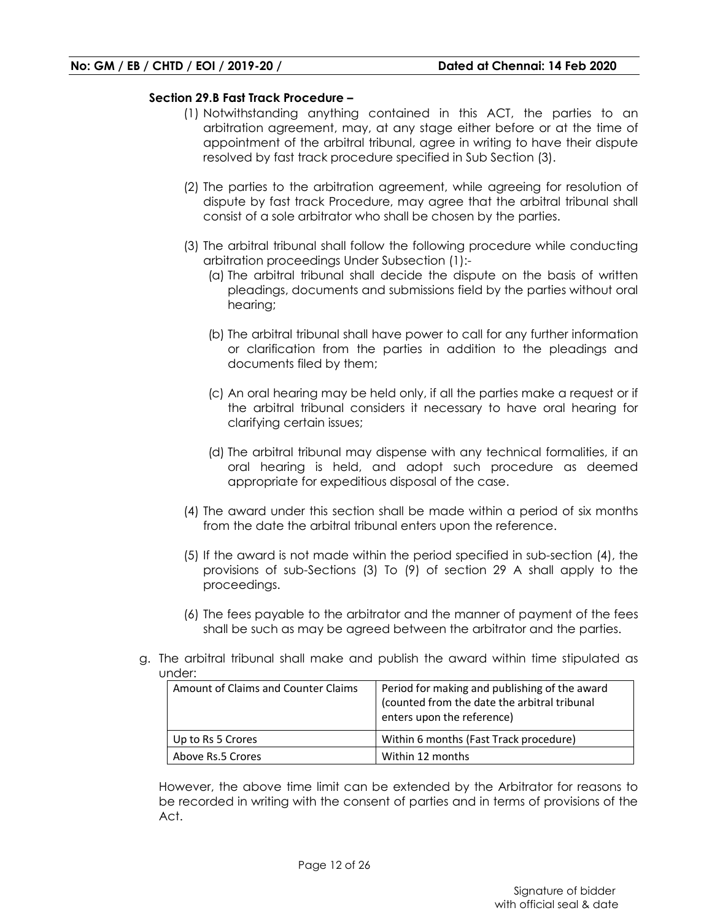**Section 29.B Fast Track Procedure –**

(1) Notwithstanding anything contained in this ACT, the parties to an arbitration agreement, may, at any stage either before or at the time of appointment of the arbitral tribunal, agree in writing to have their dispute resolved by fast track procedure specified in Sub Section (3).

(2) The parties to the arbitration agreement, while agreeing for resolution of dispute by fast track Procedure, may agree that the arbitral tribunal shall consist of a sole arbitrator who shall be chosen by the parties.

(3) The arbitral tribunal shall follow the following procedure while conducting arbitration proceedings Under Subsection (1):-

(a) The arbitral tribunal shall decide the dispute on the basis of written pleadings, documents and submissions field by the parties without oral hearing;

(b) The arbitral tribunal shall have power to call for any further information or clarification from the parties in addition to the pleadings and documents filed by them;

(c) An oral hearing may be held only, if all the parties make a request or if the arbitral tribunal considers it necessary to have oral hearing for clarifying certain issues;

(d) The arbitral tribunal may dispense with any technical formalities, if an oral hearing is held, and adopt such procedure as deemed appropriate for expeditious disposal of the case.

(4) The award under this section shall be made within a period of six months from the date the arbitral tribunal enters upon the reference.

(5) If the award is not made within the period specified in sub-section (4), the provisions of sub-Sections (3) To (9) of section 29 A shall apply to the proceedings.

(6) The fees payable to the arbitrator and the manner of payment of the fees shall be such as may be agreed between the arbitrator and the parties.

g. The arbitral tribunal shall make and publish the award within time stipulated as under:

| Amount of Claims and Counter Claims | Period for making and publishing of the award (counted from the date the arbitral tribunal enters upon the reference) |
|---|---|
| Up to Rs 5 Crores | Within 6 months (Fast Track procedure) |
| Above Rs.5 Crores | Within 12 months |

However, the above time limit can be extended by the Arbitrator for reasons to be recorded in writing with the consent of parties and in terms of provisions of the Act.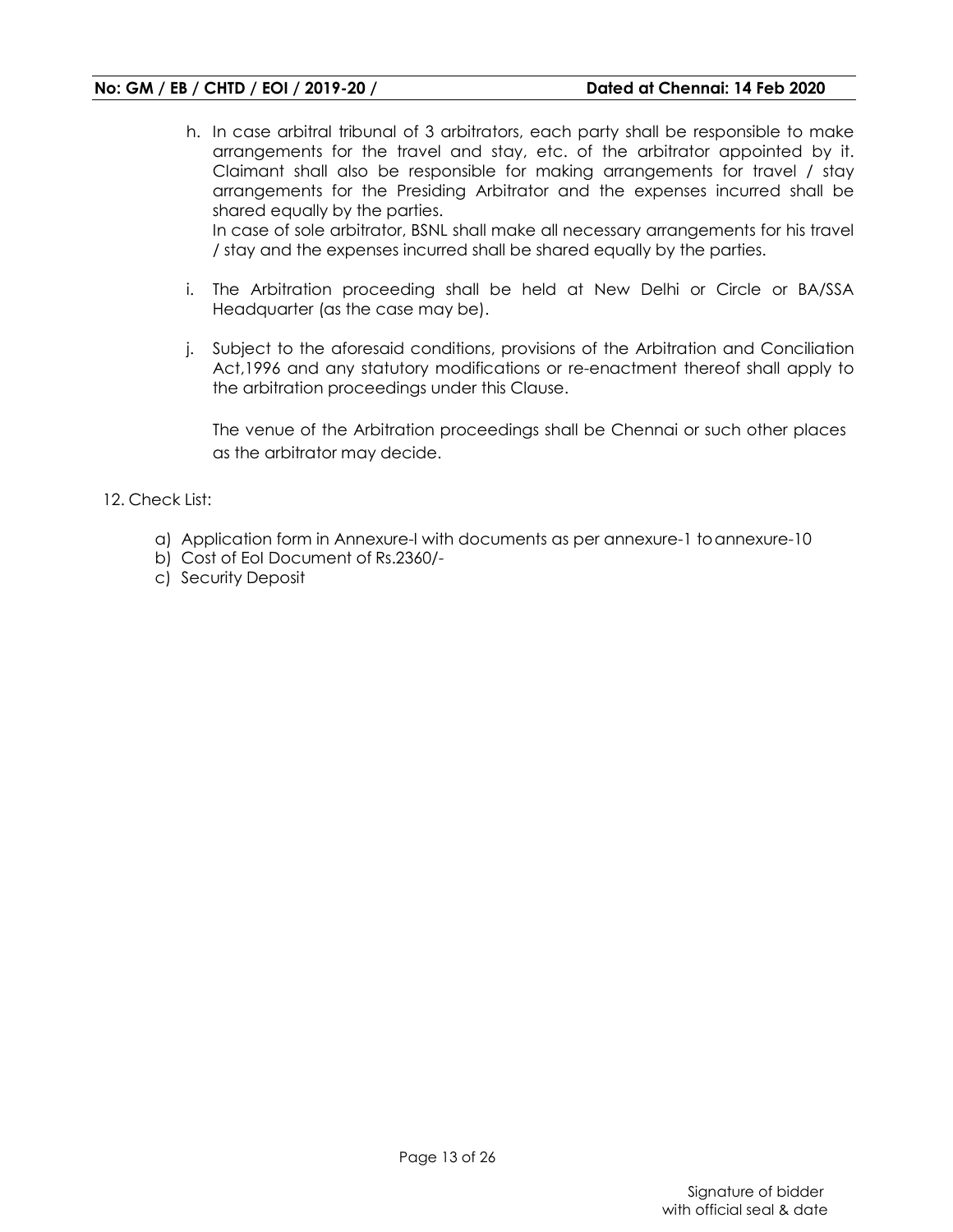h. In case arbitral tribunal of 3 arbitrators, each party shall be responsible to make arrangements for the travel and stay, etc. of the arbitrator appointed by it. Claimant shall also be responsible for making arrangements for travel / stay arrangements for the Presiding Arbitrator and the expenses incurred shall be shared equally by the parties.
   
   In case of sole arbitrator, BSNL shall make all necessary arrangements for his travel / stay and the expenses incurred shall be shared equally by the parties.

i. The Arbitration proceeding shall be held at New Delhi or Circle or BA/SSA Headquarter (as the case may be).

j. Subject to the aforesaid conditions, provisions of the Arbitration and Conciliation Act,1996 and any statutory modifications or re-enactment thereof shall apply to the arbitration proceedings under this Clause.

   The venue of the Arbitration proceedings shall be Chennai or such other places as the arbitrator may decide.

12. Check List:

a) Application form in Annexure-I with documents as per annexure-1 to annexure-10
b) Cost of EoI Document of Rs.2360/-
c) Security Deposit

Signature of bidder with official seal & date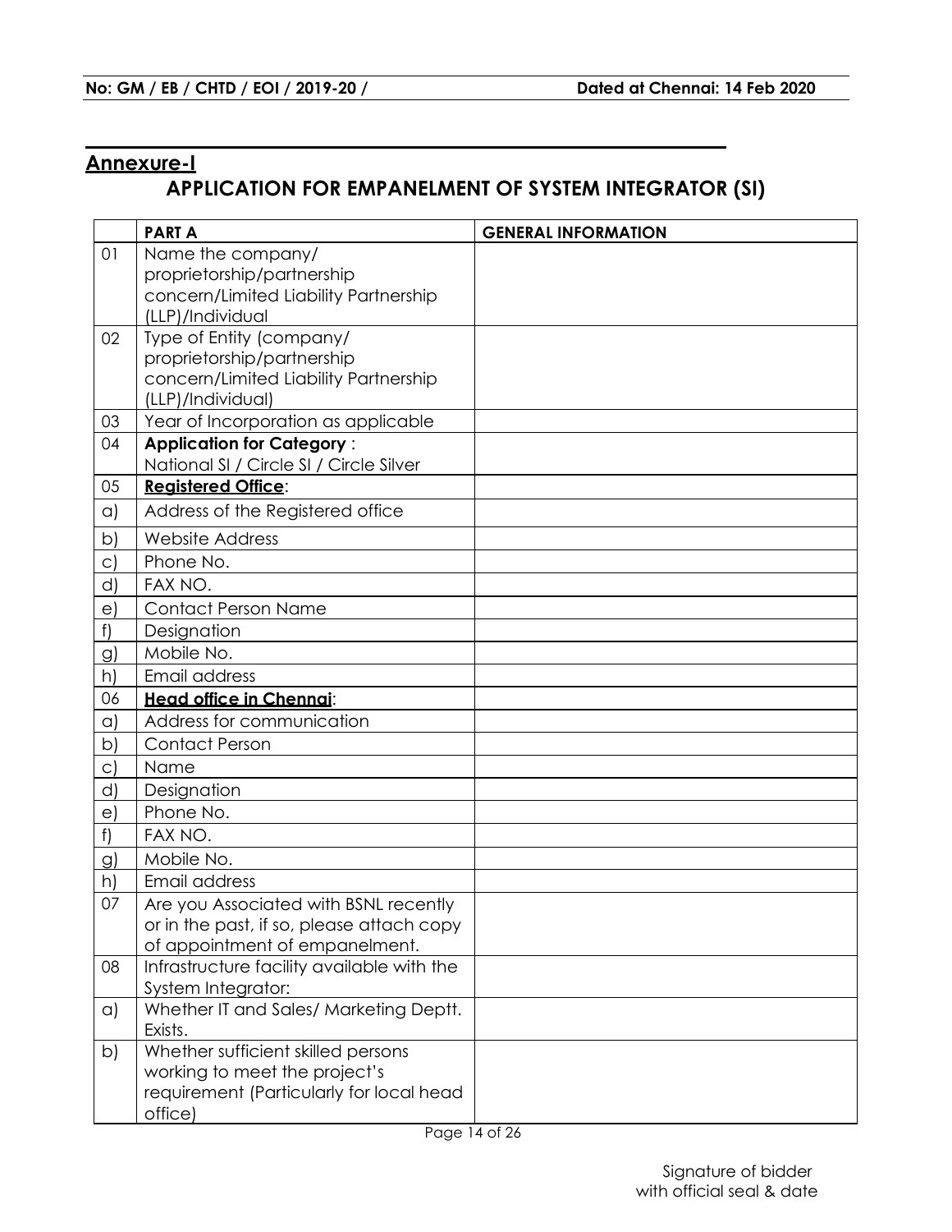## Annexure-I

# APPLICATION FOR EMPANELMENT OF SYSTEM INTEGRATOR (SI)

| | **PART A** | **GENERAL INFORMATION** |
|---|---|---|
| 01 | Name the company/ proprietorship/partnership concern/Limited Liability Partnership (LLP)/Individual | |
| 02 | Type of Entity (company/ proprietorship/partnership concern/Limited Liability Partnership (LLP)/Individual) | |
| 03 | Year of Incorporation as applicable | |
| 04 | **Application for Category** : National SI / Circle SI / Circle Silver | |
| 05 | **Registered Office**: | |
| a) | Address of the Registered office | |
| b) | Website Address | |
| c) | Phone No. | |
| d) | FAX NO. | |
| e) | Contact Person Name | |
| f) | Designation | |
| g) | Mobile No. | |
| h) | Email address | |
| 06 | **Head office in Chennai**: | |
| a) | Address for communication | |
| b) | Contact Person | |
| c) | Name | |
| d) | Designation | |
| e) | Phone No. | |
| f) | FAX NO. | |
| g) | Mobile No. | |
| h) | Email address | |
| 07 | Are you Associated with BSNL recently or in the past, if so, please attach copy of appointment of empanelment. | |
| 08 | Infrastructure facility available with the System Integrator: | |
| a) | Whether IT and Sales/ Marketing Deptt. Exists. | |
| b) | Whether sufficient skilled persons working to meet the project's requirement (Particularly for local head office) | |

Signature of bidder
with official seal & date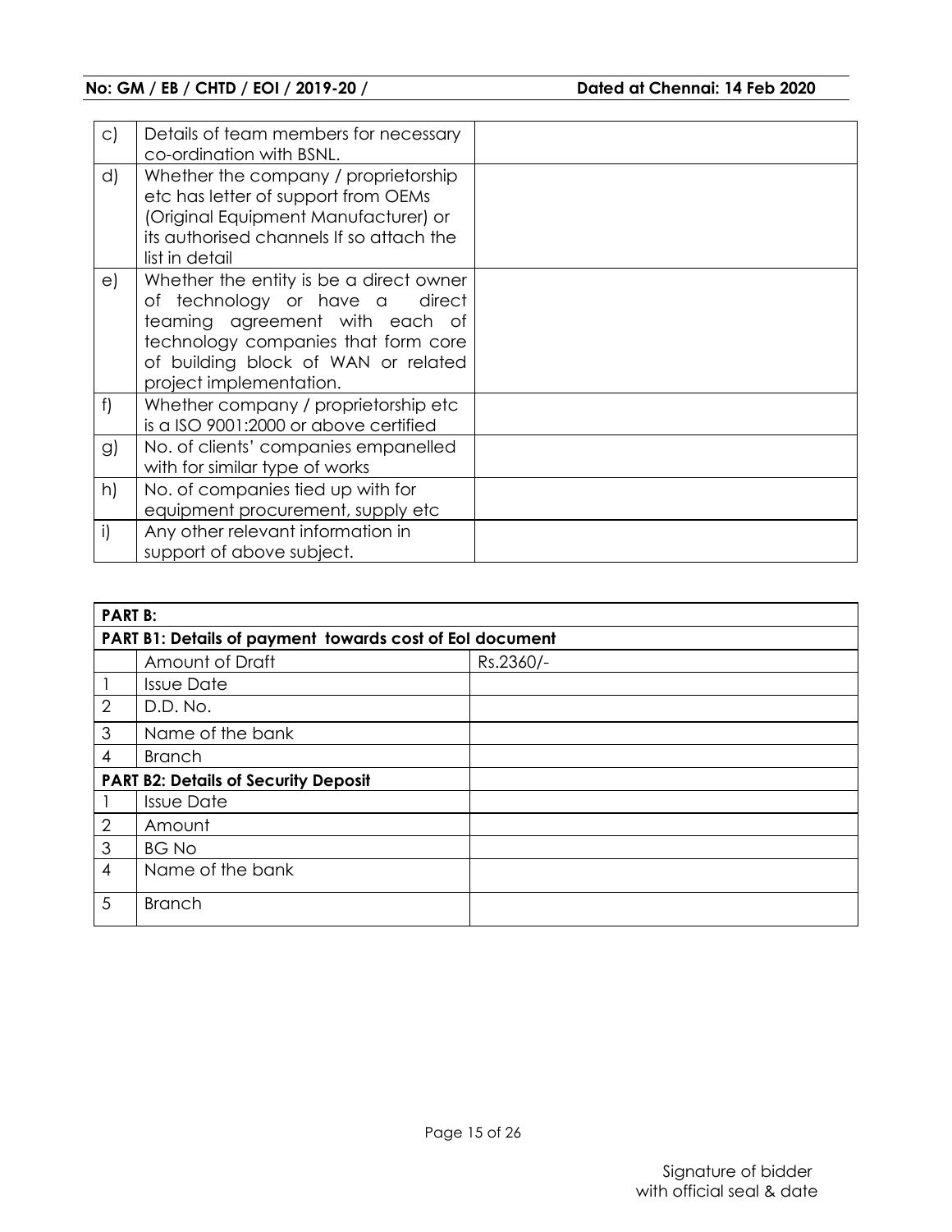| | | |
|---|---|---|
| c) | Details of team members for necessary co-ordination with BSNL. | |
| d) | Whether the company / proprietorship etc has letter of support from OEMs (Original Equipment Manufacturer) or its authorised channels If so attach the list in detail | |
| e) | Whether the entity is be a direct owner of technology or have a direct teaming agreement with each of technology companies that form core of building block of WAN or related project implementation. | |
| f) | Whether company / proprietorship etc is a ISO 9001:2000 or above certified | |
| g) | No. of clients' companies empanelled with for similar type of works | |
| h) | No. of companies tied up with for equipment procurement, supply etc | |
| i) | Any other relevant information in support of above subject. | |

| **PART B:** | | |
|---|---|---|
| **PART B1: Details of payment towards cost of EoI document** | | |
| | Amount of Draft | Rs.2360/- |
| 1 | Issue Date | |
| 2 | D.D. No. | |
| 3 | Name of the bank | |
| 4 | Branch | |
| **PART B2: Details of Security Deposit** | | |
| 1 | Issue Date | |
| 2 | Amount | |
| 3 | BG No | |
| 4 | Name of the bank | |
| 5 | Branch | |

Signature of bidder
with official seal & date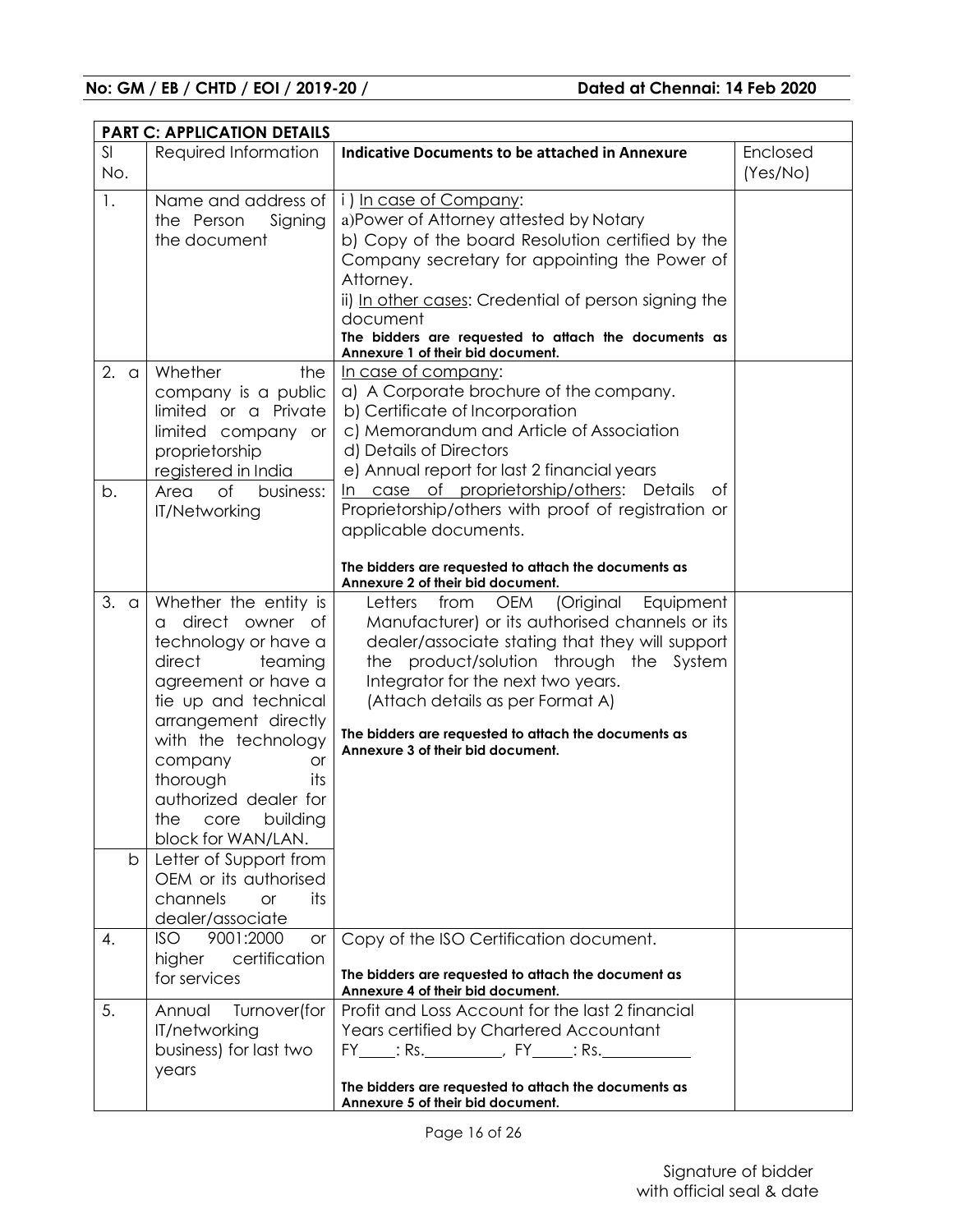**No: GM / EB / CHTD / EOI / 2019-20 /** **Dated at Chennai: 14 Feb 2020**

| **PART C: APPLICATION DETAILS** | | | |
|---|---|---|---|
| Sl No. | Required Information | **Indicative Documents to be attached in Annexure** | Enclosed (Yes/No) |
| 1. | Name and address of the Person Signing the document | i ) In case of Company:<br>a)Power of Attorney attested by Notary<br>b) Copy of the board Resolution certified by the Company secretary for appointing the Power of Attorney.<br>ii) In other cases: Credential of person signing the document<br>**The bidders are requested to attach the documents as Annexure 1 of their bid document.** | |
| 2. a | Whether the company is a public limited or a Private limited company or proprietorship registered in India | In case of company:<br>a) A Corporate brochure of the company.<br>b) Certificate of Incorporation<br>c) Memorandum and Article of Association<br>d) Details of Directors<br>e) Annual report for last 2 financial years<br>In case of proprietorship/others: Details of Proprietorship/others with proof of registration or applicable documents.<br>**The bidders are requested to attach the documents as Annexure 2 of their bid document.** | |
| b. | Area of business: IT/Networking | | |
| 3. a | Whether the entity is a direct owner of technology or have a direct teaming agreement or have a tie up and technical arrangement directly with the technology company or thorough its authorized dealer for the core building block for WAN/LAN. | Letters from OEM (Original Equipment Manufacturer) or its authorised channels or its dealer/associate stating that they will support the product/solution through the System Integrator for the next two years.<br>(Attach details as per Format A)<br>**The bidders are requested to attach the documents as Annexure 3 of their bid document.** | |
| b | Letter of Support from OEM or its authorised channels or its dealer/associate | | |
| 4. | ISO 9001:2000 or higher certification for services | Copy of the ISO Certification document.<br>**The bidders are requested to attach the document as Annexure 4 of their bid document.** | |
| 5. | Annual Turnover(for IT/networking business) for last two years | Profit and Loss Account for the last 2 financial Years certified by Chartered Accountant<br>FY____: Rs.__________, FY_____: Rs.___________<br>**The bidders are requested to attach the documents as Annexure 5 of their bid document.** | |

Signature of bidder
with official seal & date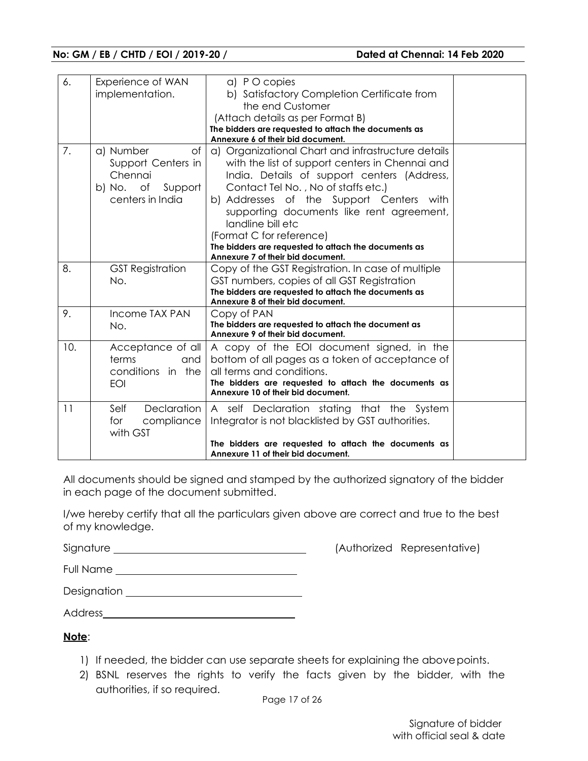| 6. | Experience of WAN implementation. | a) P O copies<br>b) Satisfactory Completion Certificate from the end Customer<br>(Attach details as per Format B)<br>**The bidders are requested to attach the documents as Annexure 6 of their bid document.** | |
|---|---|---|---|
| 7. | a) Number of Support Centers in Chennai<br>b) No. of Support centers in India | a) Organizational Chart and infrastructure details with the list of support centers in Chennai and India. Details of support centers (Address, Contact Tel No. , No of staffs etc.)<br>b) Addresses of the Support Centers with supporting documents like rent agreement, landline bill etc<br>(Format C for reference)<br>**The bidders are requested to attach the documents as Annexure 7 of their bid document.** | |
| 8. | GST Registration No. | Copy of the GST Registration. In case of multiple GST numbers, copies of all GST Registration<br>**The bidders are requested to attach the documents as Annexure 8 of their bid document.** | |
| 9. | Income TAX PAN No. | Copy of PAN<br>**The bidders are requested to attach the document as Annexure 9 of their bid document.** | |
| 10. | Acceptance of all terms and conditions in the EOI | A copy of the EOI document signed, in the bottom of all pages as a token of acceptance of all terms and conditions.<br>**The bidders are requested to attach the documents as Annexure 10 of their bid document.** | |
| 11 | Self Declaration for compliance with GST | A self Declaration stating that the System Integrator is not blacklisted by GST authorities.<br>**The bidders are requested to attach the documents as Annexure 11 of their bid document.** | |

All documents should be signed and stamped by the authorized signatory of the bidder in each page of the document submitted.

I/we hereby certify that all the particulars given above are correct and true to the best of my knowledge.

Signature ______________________________ (Authorized Representative)

Full Name ______________________________

Designation ______________________________

Address______________________________

**Note**:

1) If needed, the bidder can use separate sheets for explaining the above points.
2) BSNL reserves the rights to verify the facts given by the bidder, with the authorities, if so required.

Signature of bidder
with official seal & date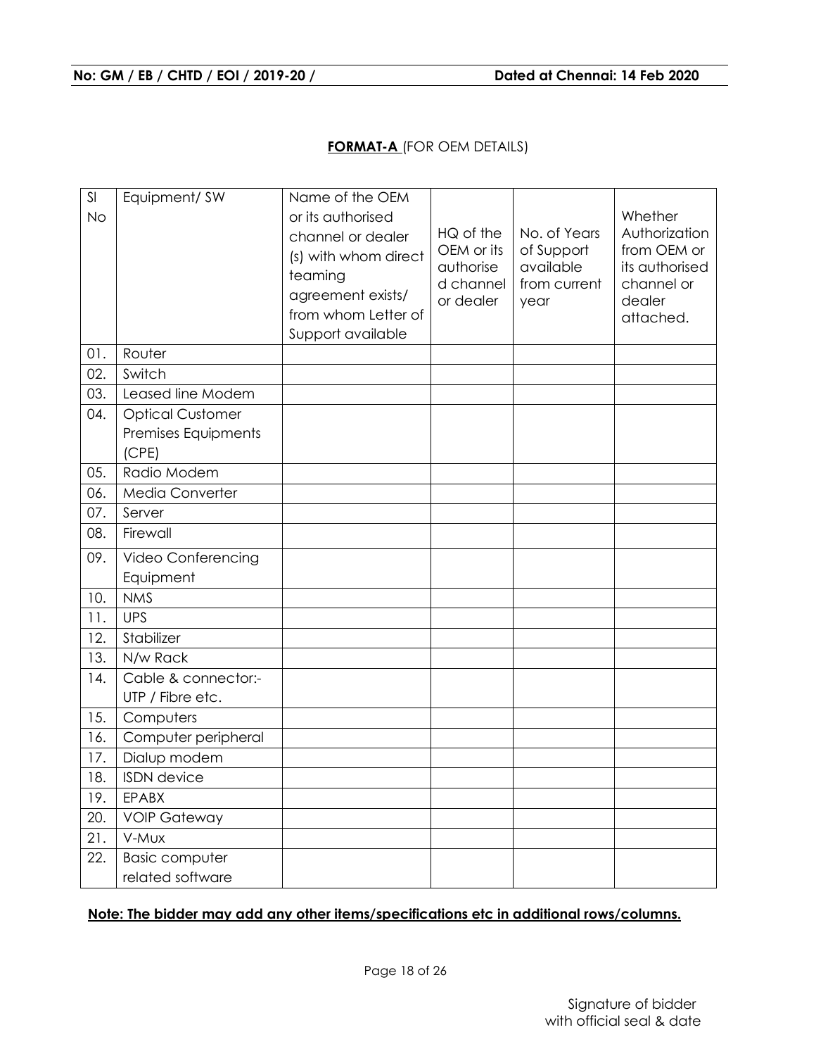**No: GM / EB / CHTD / EOI / 2019-20 / Dated at Chennai: 14 Feb 2020**

**FORMAT-A** (FOR OEM DETAILS)

| Sl No | Equipment/ SW | Name of the OEM or its authorised channel or dealer (s) with whom direct teaming agreement exists/ from whom Letter of Support available | HQ of the OEM or its authorised channel or dealer | No. of Years of Support available from current year | Whether Authorization from OEM or its authorised channel or dealer attached. |
|---|---|---|---|---|---|
| 01. | Router | | | | |
| 02. | Switch | | | | |
| 03. | Leased line Modem | | | | |
| 04. | Optical Customer Premises Equipments (CPE) | | | | |
| 05. | Radio Modem | | | | |
| 06. | Media Converter | | | | |
| 07. | Server | | | | |
| 08. | Firewall | | | | |
| 09. | Video Conferencing Equipment | | | | |
| 10. | NMS | | | | |
| 11. | UPS | | | | |
| 12. | Stabilizer | | | | |
| 13. | N/w Rack | | | | |
| 14. | Cable & connector:- UTP / Fibre etc. | | | | |
| 15. | Computers | | | | |
| 16. | Computer peripheral | | | | |
| 17. | Dialup modem | | | | |
| 18. | ISDN device | | | | |
| 19. | EPABX | | | | |
| 20. | VOIP Gateway | | | | |
| 21. | V-Mux | | | | |
| 22. | Basic computer related software | | | | |

**Note: The bidder may add any other items/specifications etc in additional rows/columns.**

Signature of bidder
with official seal & date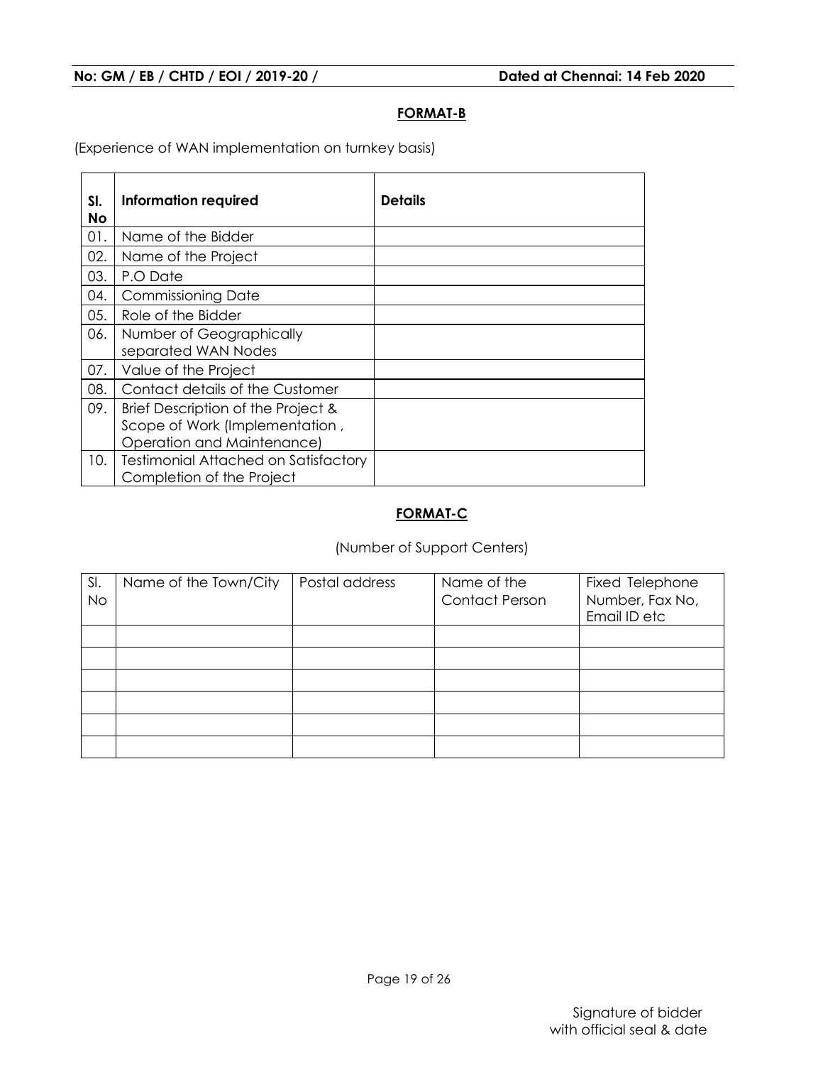## FORMAT-B

(Experience of WAN implementation on turnkey basis)

| Sl. No | Information required | Details |
|---|---|---|
| 01. | Name of the Bidder | |
| 02. | Name of the Project | |
| 03. | P.O Date | |
| 04. | Commissioning Date | |
| 05. | Role of the Bidder | |
| 06. | Number of Geographically separated WAN Nodes | |
| 07. | Value of the Project | |
| 08. | Contact details of the Customer | |
| 09. | Brief Description of the Project & Scope of Work (Implementation , Operation and Maintenance) | |
| 10. | Testimonial Attached on Satisfactory Completion of the Project | |

## FORMAT-C

(Number of Support Centers)

| Sl. No | Name of the Town/City | Postal address | Name of the Contact Person | Fixed Telephone Number, Fax No, Email ID etc |
|---|---|---|---|---|
| | | | | |
| | | | | |
| | | | | |
| | | | | |
| | | | | |
| | | | | |

Signature of bidder
with official seal & date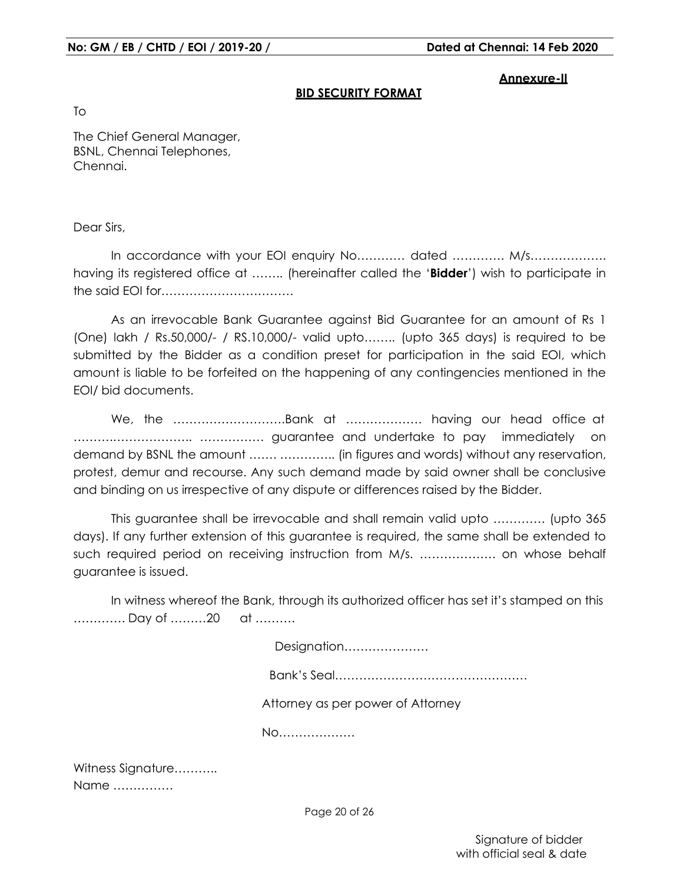**Annexure-II**

**BID SECURITY FORMAT**

To

The Chief General Manager,
BSNL, Chennai Telephones,
Chennai.

Dear Sirs,

In accordance with your EOI enquiry No………… dated …………. M/s………………. having its registered office at …….. (hereinafter called the '**Bidder**') wish to participate in the said EOI for……………………………

As an irrevocable Bank Guarantee against Bid Guarantee for an amount of Rs 1 (One) lakh / Rs.50,000/- / RS.10,000/- valid upto…….. (upto 365 days) is required to be submitted by the Bidder as a condition preset for participation in the said EOI, which amount is liable to be forfeited on the happening of any contingencies mentioned in the EOI/ bid documents.

We, the ……………………….Bank at ………………. having our head office at ……………………….. ……………. guarantee and undertake to pay immediately on demand by BSNL the amount ……. ………….. (in figures and words) without any reservation, protest, demur and recourse. Any such demand made by said owner shall be conclusive and binding on us irrespective of any dispute or differences raised by the Bidder.

This guarantee shall be irrevocable and shall remain valid upto …………. (upto 365 days). If any further extension of this guarantee is required, the same shall be extended to such required period on receiving instruction from M/s. ………………. on whose behalf guarantee is issued.

In witness whereof the Bank, through its authorized officer has set it's stamped on this …………. Day of ………20 at ……….

Designation…………………

Bank's Seal…………………………………………

Attorney as per power of Attorney

No……………….

Witness Signature………..
Name ……………

Signature of bidder
with official seal & date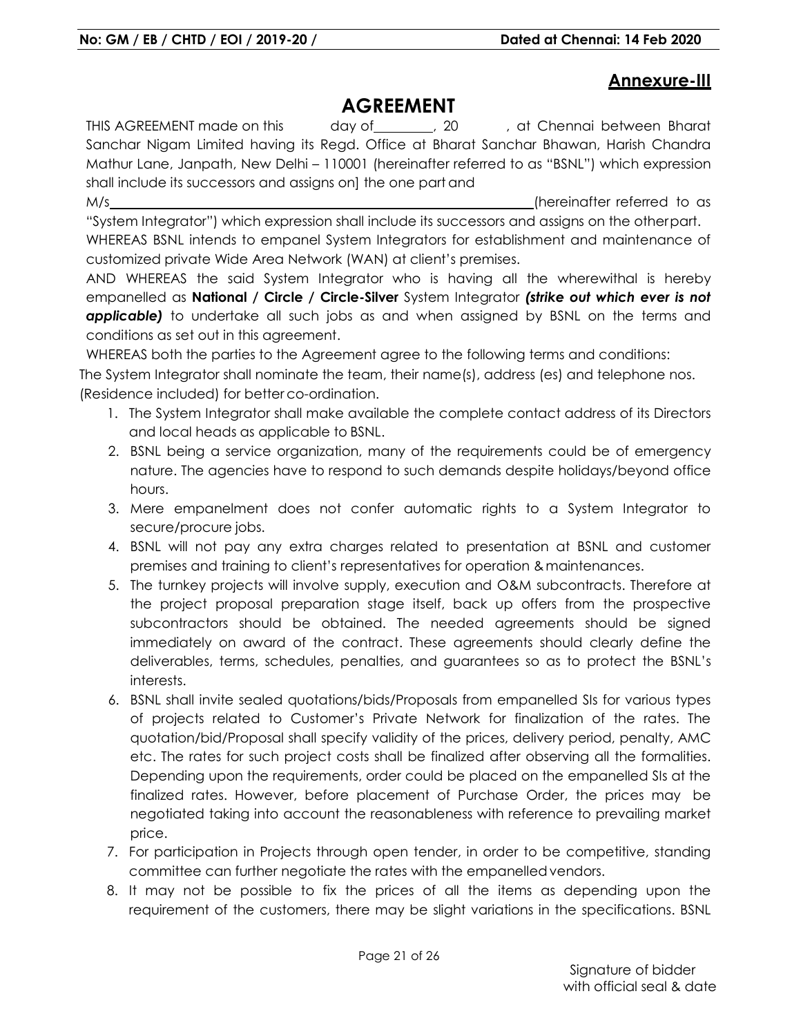**Annexure-III**

# AGREEMENT

THIS AGREEMENT made on this day of________, 20 , at Chennai between Bharat Sanchar Nigam Limited having its Regd. Office at Bharat Sanchar Bhawan, Harish Chandra Mathur Lane, Janpath, New Delhi – 110001 (hereinafter referred to as "BSNL") which expression shall include its successors and assigns on] the one part and

M/s____________________________________________________________(hereinafter referred to as "System Integrator") which expression shall include its successors and assigns on the other part.

WHEREAS BSNL intends to empanel System Integrators for establishment and maintenance of customized private Wide Area Network (WAN) at client's premises.

AND WHEREAS the said System Integrator who is having all the wherewithal is hereby empanelled as **National / Circle / Circle-Silver** System Integrator ***(strike out which ever is not applicable)*** to undertake all such jobs as and when assigned by BSNL on the terms and conditions as set out in this agreement.

WHEREAS both the parties to the Agreement agree to the following terms and conditions:

The System Integrator shall nominate the team, their name(s), address (es) and telephone nos. (Residence included) for better co-ordination.

1. The System Integrator shall make available the complete contact address of its Directors and local heads as applicable to BSNL.
2. BSNL being a service organization, many of the requirements could be of emergency nature. The agencies have to respond to such demands despite holidays/beyond office hours.
3. Mere empanelment does not confer automatic rights to a System Integrator to secure/procure jobs.
4. BSNL will not pay any extra charges related to presentation at BSNL and customer premises and training to client's representatives for operation & maintenances.
5. The turnkey projects will involve supply, execution and O&M subcontracts. Therefore at the project proposal preparation stage itself, back up offers from the prospective subcontractors should be obtained. The needed agreements should be signed immediately on award of the contract. These agreements should clearly define the deliverables, terms, schedules, penalties, and guarantees so as to protect the BSNL's interests.
6. BSNL shall invite sealed quotations/bids/Proposals from empanelled SIs for various types of projects related to Customer's Private Network for finalization of the rates. The quotation/bid/Proposal shall specify validity of the prices, delivery period, penalty, AMC etc. The rates for such project costs shall be finalized after observing all the formalities. Depending upon the requirements, order could be placed on the empanelled SIs at the finalized rates. However, before placement of Purchase Order, the prices may be negotiated taking into account the reasonableness with reference to prevailing market price.
7. For participation in Projects through open tender, in order to be competitive, standing committee can further negotiate the rates with the empanelled vendors.
8. It may not be possible to fix the prices of all the items as depending upon the requirement of the customers, there may be slight variations in the specifications. BSNL

Signature of bidder with official seal & date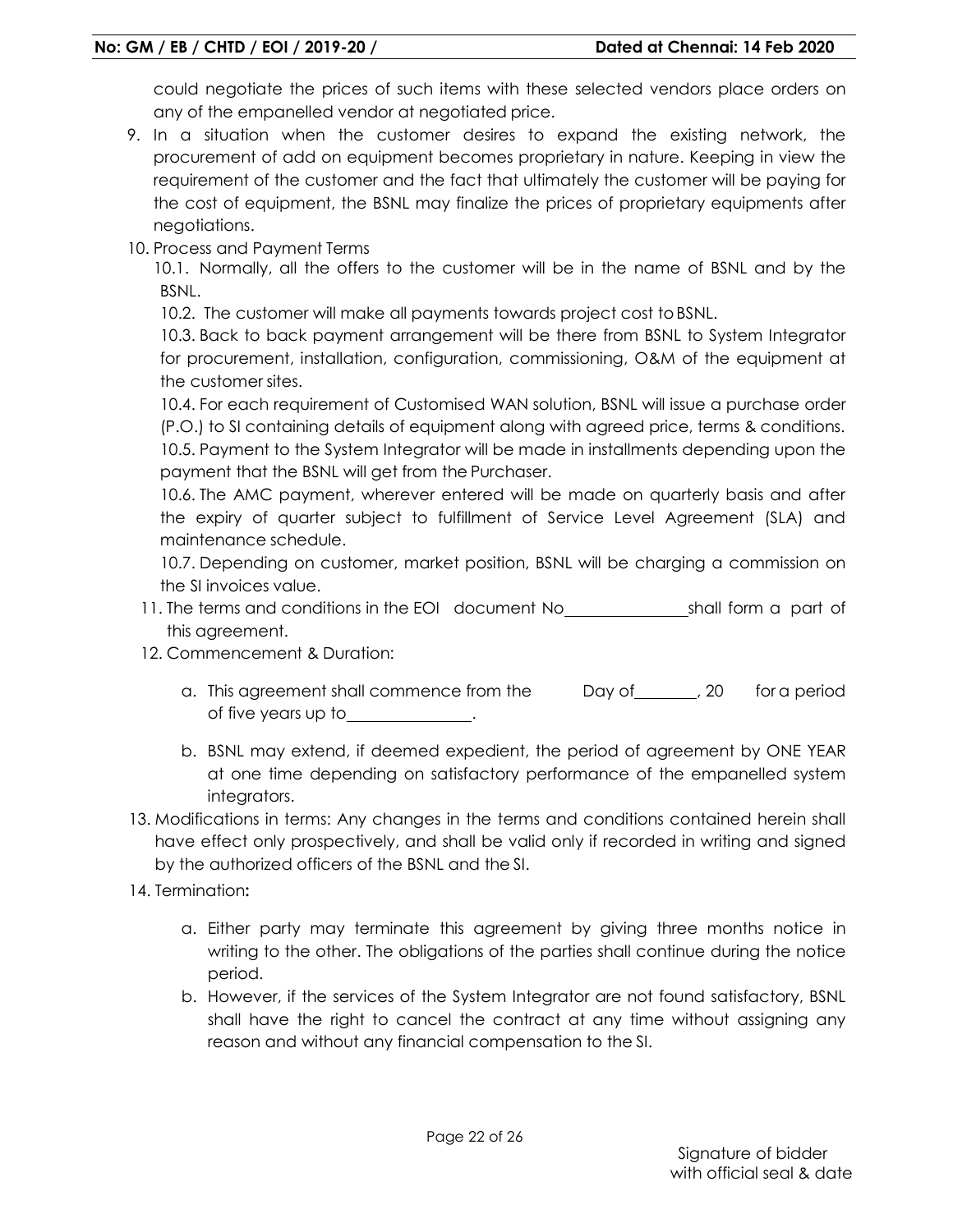could negotiate the prices of such items with these selected vendors place orders on any of the empanelled vendor at negotiated price.

9. In a situation when the customer desires to expand the existing network, the procurement of add on equipment becomes proprietary in nature. Keeping in view the requirement of the customer and the fact that ultimately the customer will be paying for the cost of equipment, the BSNL may finalize the prices of proprietary equipments after negotiations.
10. Process and Payment Terms

    10.1. Normally, all the offers to the customer will be in the name of BSNL and by the BSNL.

    10.2. The customer will make all payments towards project cost to BSNL.

    10.3. Back to back payment arrangement will be there from BSNL to System Integrator for procurement, installation, configuration, commissioning, O&M of the equipment at the customer sites.

    10.4. For each requirement of Customised WAN solution, BSNL will issue a purchase order (P.O.) to SI containing details of equipment along with agreed price, terms & conditions.

    10.5. Payment to the System Integrator will be made in installments depending upon the payment that the BSNL will get from the Purchaser.

    10.6. The AMC payment, wherever entered will be made on quarterly basis and after the expiry of quarter subject to fulfillment of Service Level Agreement (SLA) and maintenance schedule.

    10.7. Depending on customer, market position, BSNL will be charging a commission on the SI invoices value.

11. The terms and conditions in the EOI document No_______________shall form a part of this agreement.
12. Commencement & Duration:

    a. This agreement shall commence from the Day of________, 20 for a period of five years up to________________.

    b. BSNL may extend, if deemed expedient, the period of agreement by ONE YEAR at one time depending on satisfactory performance of the empanelled system integrators.

13. Modifications in terms: Any changes in the terms and conditions contained herein shall have effect only prospectively, and shall be valid only if recorded in writing and signed by the authorized officers of the BSNL and the SI.
14. Termination**:**

    a. Either party may terminate this agreement by giving three months notice in writing to the other. The obligations of the parties shall continue during the notice period.

    b. However, if the services of the System Integrator are not found satisfactory, BSNL shall have the right to cancel the contract at any time without assigning any reason and without any financial compensation to the SI.

Signature of bidder
with official seal & date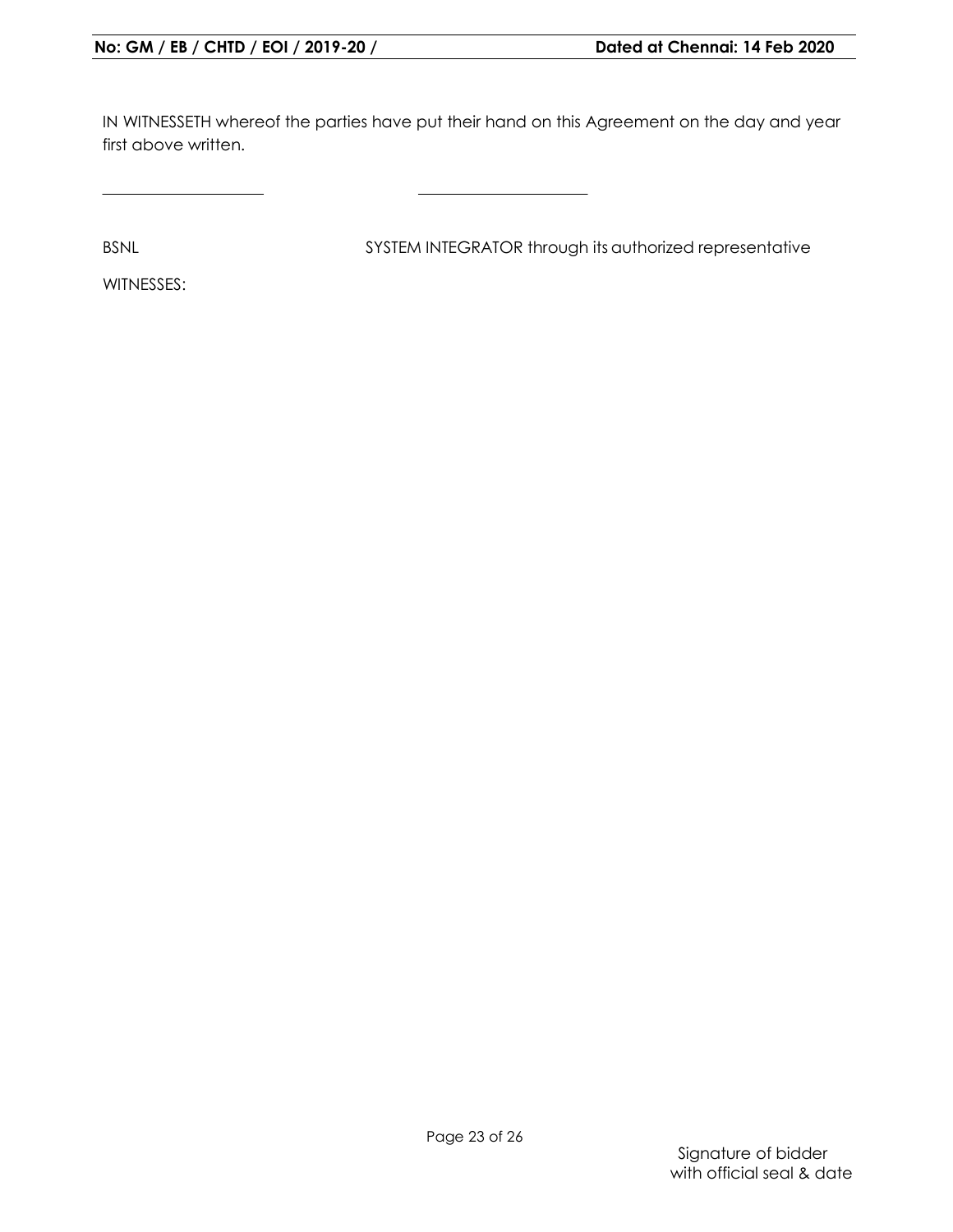IN WITNESSETH whereof the parties have put their hand on this Agreement on the day and year first above written.

\_\_\_\_\_\_\_\_\_\_\_\_\_\_\_\_\_\_\_\_ \_\_\_\_\_\_\_\_\_\_\_\_\_\_\_\_\_\_\_\_

BSNL SYSTEM INTEGRATOR through its authorized representative

WITNESSES:

Signature of bidder
with official seal & date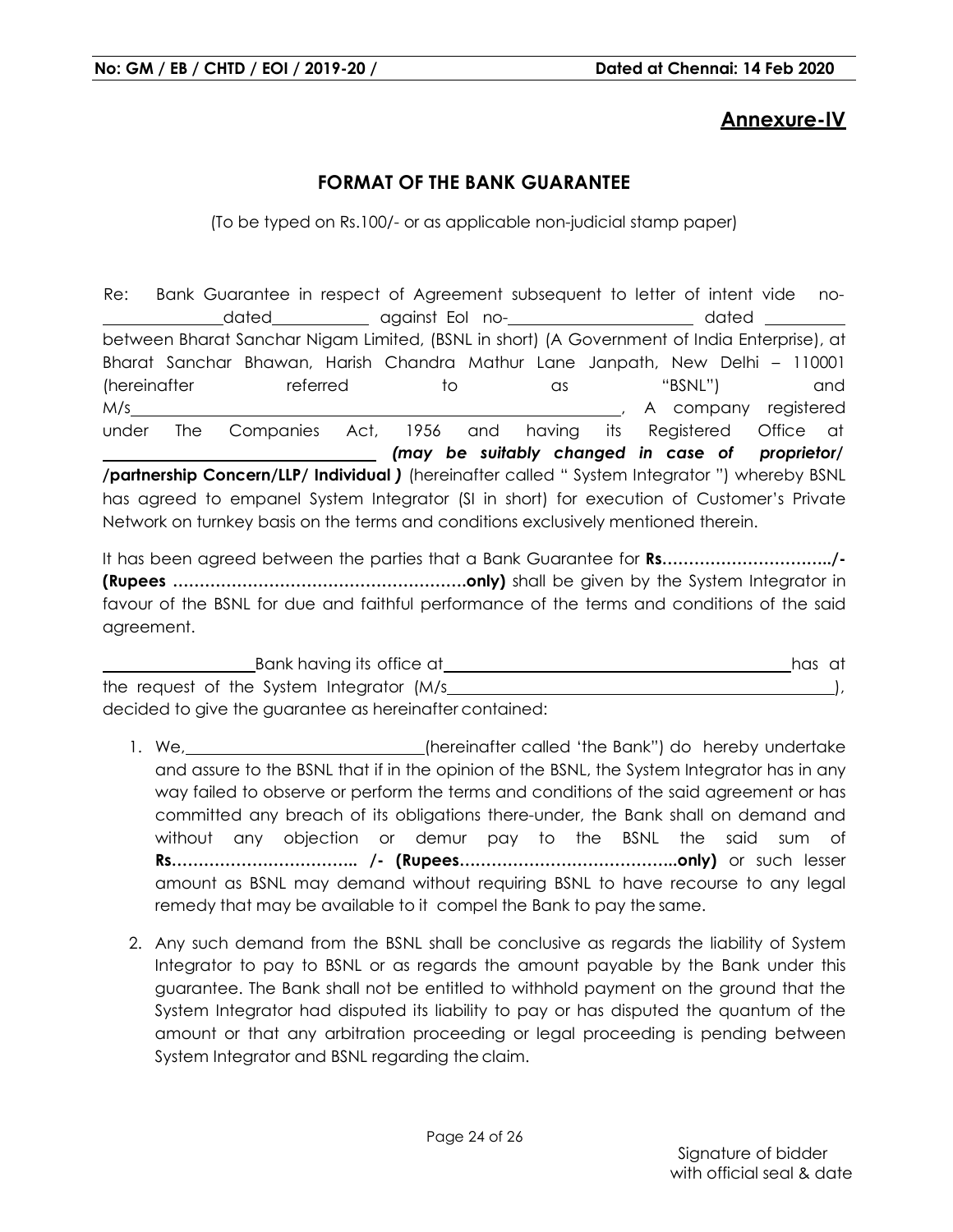## Annexure-IV

### FORMAT OF THE BANK GUARANTEE

(To be typed on Rs.100/- or as applicable non-judicial stamp paper)

Re: Bank Guarantee in respect of Agreement subsequent to letter of intent vide no-\_\_\_\_\_\_\_\_\_\_\_\_\_\_dated\_\_\_\_\_\_\_\_\_\_\_\_ against EoI no-\_\_\_\_\_\_\_\_\_\_\_\_\_\_\_\_\_\_\_\_\_\_ dated \_\_\_\_\_\_\_\_\_\_ between Bharat Sanchar Nigam Limited, (BSNL in short) (A Government of India Enterprise), at Bharat Sanchar Bhawan, Harish Chandra Mathur Lane Janpath, New Delhi – 110001 (hereinafter referred to as "BSNL") and M/s\_\_\_\_\_\_\_\_\_\_\_\_\_\_\_\_\_\_\_\_\_\_\_\_\_\_\_\_\_\_\_\_\_\_\_\_\_\_\_\_\_\_\_\_\_\_\_\_\_\_\_\_\_\_\_\_, A company registered under The Companies Act, 1956 and having its Registered Office at \_\_\_\_\_\_\_\_\_\_\_\_\_\_\_\_\_\_\_\_\_\_\_\_\_\_\_\_\_\_\_\_\_ ***(may be suitably changed in case of proprietor/ /partnership Concern/LLP/ Individual )*** (hereinafter called " System Integrator ") whereby BSNL has agreed to empanel System Integrator (SI in short) for execution of Customer's Private Network on turnkey basis on the terms and conditions exclusively mentioned therein.

It has been agreed between the parties that a Bank Guarantee for **Rs.…………………………../- (Rupees ……………………………………………….only)** shall be given by the System Integrator in favour of the BSNL for due and faithful performance of the terms and conditions of the said agreement.

\_\_\_\_\_\_\_\_\_\_\_\_\_\_\_\_\_\_Bank having its office at\_\_\_\_\_\_\_\_\_\_\_\_\_\_\_\_\_\_\_\_\_\_\_\_\_\_\_\_\_\_\_\_\_\_\_\_\_\_\_\_\_\_\_\_has at the request of the System Integrator (M/s\_\_\_\_\_\_\_\_\_\_\_\_\_\_\_\_\_\_\_\_\_\_\_\_\_\_\_\_\_\_\_\_\_\_\_\_\_\_\_\_\_\_\_\_\_), decided to give the guarantee as hereinafter contained:

1. We,\_\_\_\_\_\_\_\_\_\_\_\_\_\_\_\_\_\_\_\_\_\_\_\_\_\_\_\_\_(hereinafter called 'the Bank") do hereby undertake and assure to the BSNL that if in the opinion of the BSNL, the System Integrator has in any way failed to observe or perform the terms and conditions of the said agreement or has committed any breach of its obligations there-under, the Bank shall on demand and without any objection or demur pay to the BSNL the said sum of **Rs.…………………………….. /- (Rupees…………………………………..only)** or such lesser amount as BSNL may demand without requiring BSNL to have recourse to any legal remedy that may be available to it compel the Bank to pay the same.

2. Any such demand from the BSNL shall be conclusive as regards the liability of System Integrator to pay to BSNL or as regards the amount payable by the Bank under this guarantee. The Bank shall not be entitled to withhold payment on the ground that the System Integrator had disputed its liability to pay or has disputed the quantum of the amount or that any arbitration proceeding or legal proceeding is pending between System Integrator and BSNL regarding the claim.

Signature of bidder
with official seal & date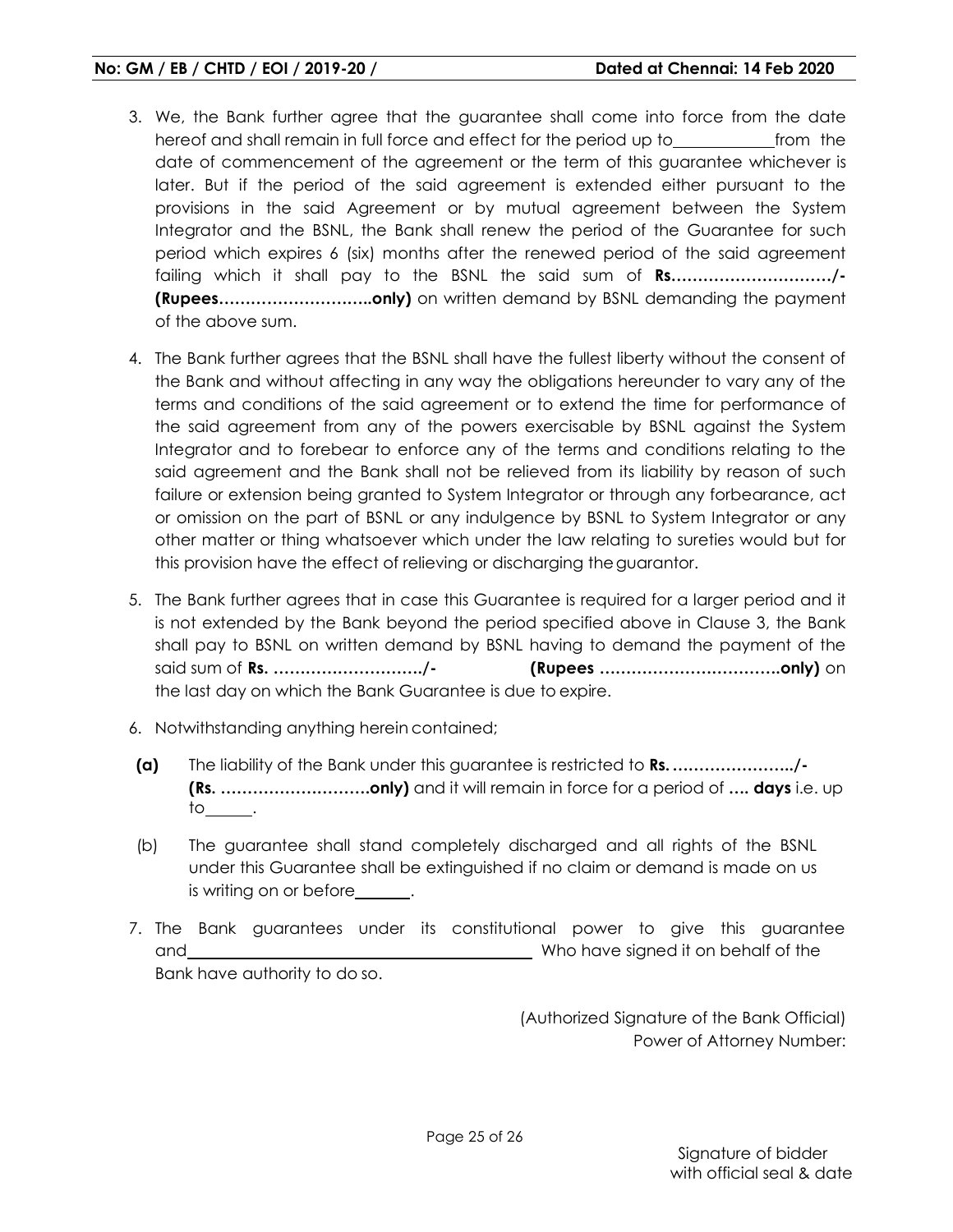3. We, the Bank further agree that the guarantee shall come into force from the date hereof and shall remain in full force and effect for the period up to____________from the date of commencement of the agreement or the term of this guarantee whichever is later. But if the period of the said agreement is extended either pursuant to the provisions in the said Agreement or by mutual agreement between the System Integrator and the BSNL, the Bank shall renew the period of the Guarantee for such period which expires 6 (six) months after the renewed period of the said agreement failing which it shall pay to the BSNL the said sum of **Rs…………………………/- (Rupees………………………..only)** on written demand by BSNL demanding the payment of the above sum.

4. The Bank further agrees that the BSNL shall have the fullest liberty without the consent of the Bank and without affecting in any way the obligations hereunder to vary any of the terms and conditions of the said agreement or to extend the time for performance of the said agreement from any of the powers exercisable by BSNL against the System Integrator and to forebear to enforce any of the terms and conditions relating to the said agreement and the Bank shall not be relieved from its liability by reason of such failure or extension being granted to System Integrator or through any forbearance, act or omission on the part of BSNL or any indulgence by BSNL to System Integrator or any other matter or thing whatsoever which under the law relating to sureties would but for this provision have the effect of relieving or discharging the guarantor.

5. The Bank further agrees that in case this Guarantee is required for a larger period and it is not extended by the Bank beyond the period specified above in Clause 3, the Bank shall pay to BSNL on written demand by BSNL having to demand the payment of the said sum of **Rs. ………………………/-** **(Rupees …………………………….only)** on the last day on which the Bank Guarantee is due to expire.

6. Notwithstanding anything herein contained;

   **(a)** The liability of the Bank under this guarantee is restricted to **Rs. …………………../- (Rs. ……………………….only)** and it will remain in force for a period of **…. days** i.e. up to______.

   (b) The guarantee shall stand completely discharged and all rights of the BSNL under this Guarantee shall be extinguished if no claim or demand is made on us is writing on or before_______.

7. The Bank guarantees under its constitutional power to give this guarantee and____________________________________________ Who have signed it on behalf of the Bank have authority to do so.

(Authorized Signature of the Bank Official)
Power of Attorney Number:

Signature of bidder
with official seal & date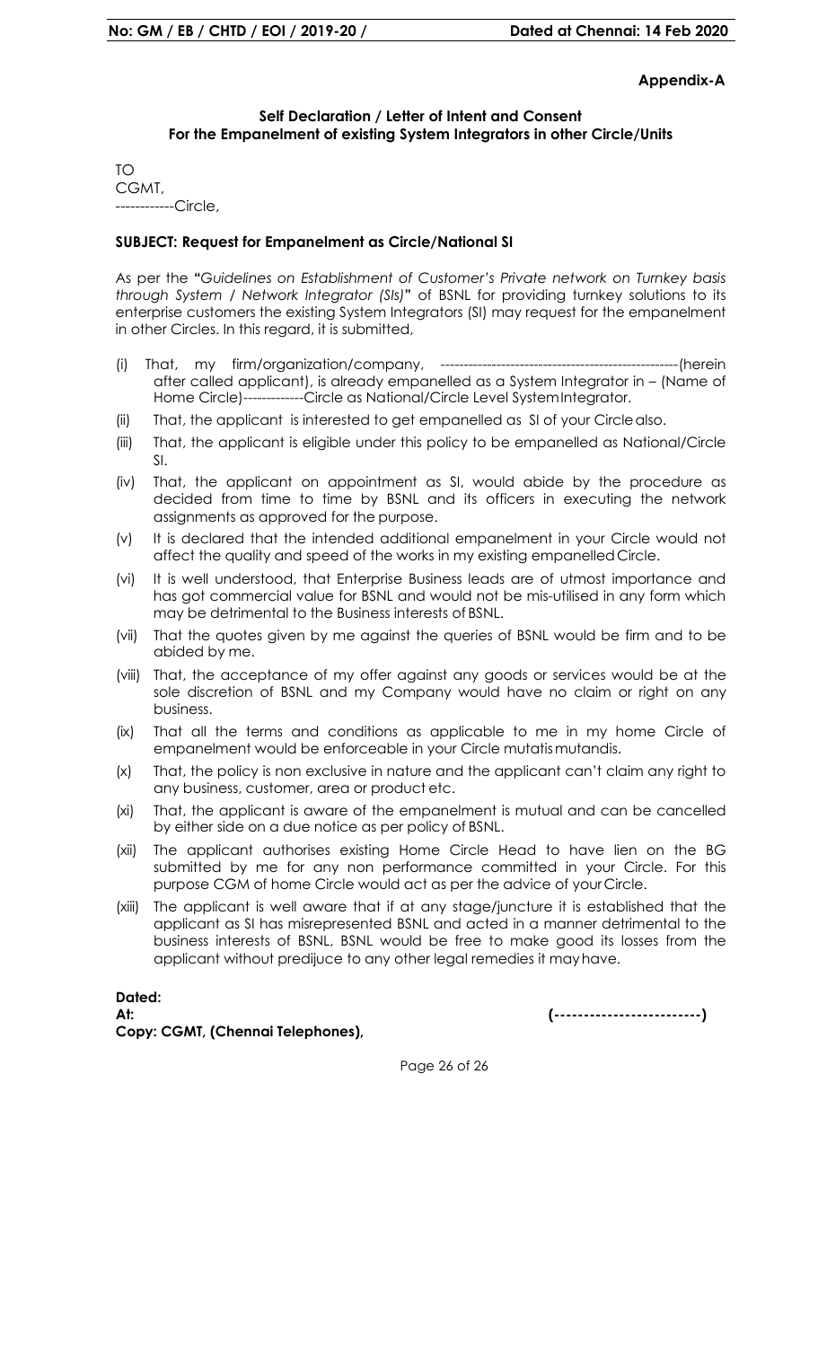**Appendix-A**

**Self Declaration / Letter of Intent and Consent**
**For the Empanelment of existing System Integrators in other Circle/Units**

TO
CGMT,
------------Circle,

**SUBJECT: Request for Empanelment as Circle/National SI**

As per the **"***Guidelines on Establishment of Customer's Private network on Turnkey basis through System / Network Integrator (SIs)***"** of BSNL for providing turnkey solutions to its enterprise customers the existing System Integrators (SI) may request for the empanelment in other Circles. In this regard, it is submitted,

(i) That, my firm/organization/company, ----------------------------------------------------(herein after called applicant), is already empanelled as a System Integrator in – (Name of Home Circle)-------------Circle as National/Circle Level System Integrator.

(ii) That, the applicant is interested to get empanelled as SI of your Circle also.

(iii) That, the applicant is eligible under this policy to be empanelled as National/Circle SI.

(iv) That, the applicant on appointment as SI, would abide by the procedure as decided from time to time by BSNL and its officers in executing the network assignments as approved for the purpose.

(v) It is declared that the intended additional empanelment in your Circle would not affect the quality and speed of the works in my existing empanelled Circle.

(vi) It is well understood, that Enterprise Business leads are of utmost importance and has got commercial value for BSNL and would not be mis-utilised in any form which may be detrimental to the Business interests of BSNL.

(vii) That the quotes given by me against the queries of BSNL would be firm and to be abided by me.

(viii) That, the acceptance of my offer against any goods or services would be at the sole discretion of BSNL and my Company would have no claim or right on any business.

(ix) That all the terms and conditions as applicable to me in my home Circle of empanelment would be enforceable in your Circle mutatis mutandis.

(x) That, the policy is non exclusive in nature and the applicant can't claim any right to any business, customer, area or product etc.

(xi) That, the applicant is aware of the empanelment is mutual and can be cancelled by either side on a due notice as per policy of BSNL.

(xii) The applicant authorises existing Home Circle Head to have lien on the BG submitted by me for any non performance committed in your Circle. For this purpose CGM of home Circle would act as per the advice of your Circle.

(xiii) The applicant is well aware that if at any stage/juncture it is established that the applicant as SI has misrepresented BSNL and acted in a manner detrimental to the business interests of BSNL, BSNL would be free to make good its losses from the applicant without predijuce to any other legal remedies it may have.

**Dated:**
**At:** **(-------------------------)**
**Copy: CGMT, (Chennai Telephones),**